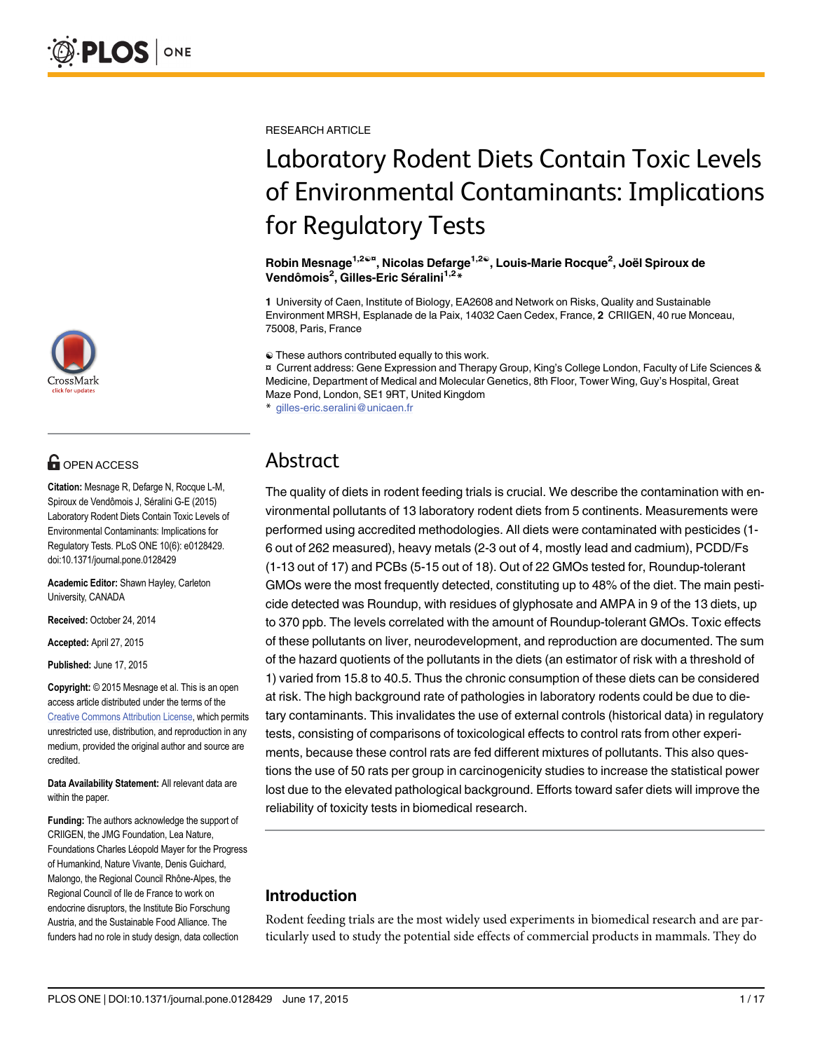RESEARCH ARTICLE

# Laboratory Rodent Diets Contain Toxic Levels of Environmental Contaminants: Implications for Regulatory Tests

**Robin Mesnage[1,2☯¤], Nicolas Defarge[1,2☯], Louis-Marie Rocque[2], Joël Spiroux de Vendômois[2], Gilles-Eric Séralini[1,2*]**

**1** University of Caen, Institute of Biology, EA2608 and Network on Risks, Quality and Sustainable Environment MRSH, Esplanade de la Paix, 14032 Caen Cedex, France, **2** CRIIGEN, 40 rue Monceau, 75008, Paris, France

☯ These authors contributed equally to this work.
¤ Current address: Gene Expression and Therapy Group, King's College London, Faculty of Life Sciences & Medicine, Department of Medical and Molecular Genetics, 8th Floor, Tower Wing, Guy's Hospital, Great Maze Pond, London, SE1 9RT, United Kingdom
* gilles-eric.seralini@unicaen.fr

OPEN ACCESS

**Citation:** Mesnage R, Defarge N, Rocque L-M, Spiroux de Vendômois J, Séralini G-E (2015) Laboratory Rodent Diets Contain Toxic Levels of Environmental Contaminants: Implications for Regulatory Tests. PLoS ONE 10(6): e0128429. doi:10.1371/journal.pone.0128429

**Academic Editor:** Shawn Hayley, Carleton University, CANADA

**Received:** October 24, 2014

**Accepted:** April 27, 2015

**Published:** June 17, 2015

**Copyright:** © 2015 Mesnage et al. This is an open access article distributed under the terms of the Creative Commons Attribution License, which permits unrestricted use, distribution, and reproduction in any medium, provided the original author and source are credited.

**Data Availability Statement:** All relevant data are within the paper.

**Funding:** The authors acknowledge the support of CRIIGEN, the JMG Foundation, Lea Nature, Foundations Charles Léopold Mayer for the Progress of Humankind, Nature Vivante, Denis Guichard, Malongo, the Regional Council Rhône-Alpes, the Regional Council of Ile de France to work on endocrine disruptors, the Institute Bio Forschung Austria, and the Sustainable Food Alliance. The funders had no role in study design, data collection

## Abstract

The quality of diets in rodent feeding trials is crucial. We describe the contamination with environmental pollutants of 13 laboratory rodent diets from 5 continents. Measurements were performed using accredited methodologies. All diets were contaminated with pesticides (1-6 out of 262 measured), heavy metals (2-3 out of 4, mostly lead and cadmium), PCDD/Fs (1-13 out of 17) and PCBs (5-15 out of 18). Out of 22 GMOs tested for, Roundup-tolerant GMOs were the most frequently detected, constituting up to 48% of the diet. The main pesticide detected was Roundup, with residues of glyphosate and AMPA in 9 of the 13 diets, up to 370 ppb. The levels correlated with the amount of Roundup-tolerant GMOs. Toxic effects of these pollutants on liver, neurodevelopment, and reproduction are documented. The sum of the hazard quotients of the pollutants in the diets (an estimator of risk with a threshold of 1) varied from 15.8 to 40.5. Thus the chronic consumption of these diets can be considered at risk. The high background rate of pathologies in laboratory rodents could be due to dietary contaminants. This invalidates the use of external controls (historical data) in regulatory tests, consisting of comparisons of toxicological effects to control rats from other experiments, because these control rats are fed different mixtures of pollutants. This also questions the use of 50 rats per group in carcinogenicity studies to increase the statistical power lost due to the elevated pathological background. Efforts toward safer diets will improve the reliability of toxicity tests in biomedical research.

## Introduction

Rodent feeding trials are the most widely used experiments in biomedical research and are particularly used to study the potential side effects of commercial products in mammals. They do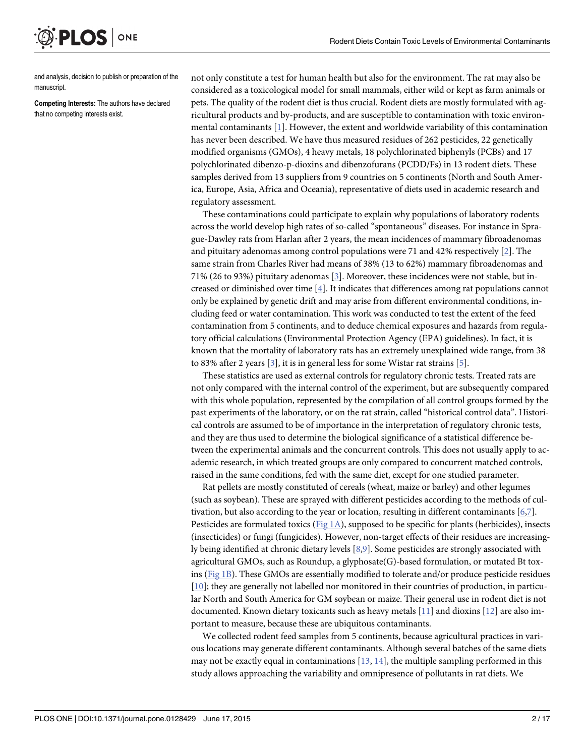and analysis, decision to publish or preparation of the manuscript.

**Competing Interests:** The authors have declared that no competing interests exist.

not only constitute a test for human health but also for the environment. The rat may also be considered as a toxicological model for small mammals, either wild or kept as farm animals or pets. The quality of the rodent diet is thus crucial. Rodent diets are mostly formulated with agricultural products and by-products, and are susceptible to contamination with toxic environmental contaminants [1]. However, the extent and worldwide variability of this contamination has never been described. We have thus measured residues of 262 pesticides, 22 genetically modified organisms (GMOs), 4 heavy metals, 18 polychlorinated biphenyls (PCBs) and 17 polychlorinated dibenzo-p-dioxins and dibenzofurans (PCDD/Fs) in 13 rodent diets. These samples derived from 13 suppliers from 9 countries on 5 continents (North and South America, Europe, Asia, Africa and Oceania), representative of diets used in academic research and regulatory assessment.

These contaminations could participate to explain why populations of laboratory rodents across the world develop high rates of so-called "spontaneous" diseases. For instance in Sprague-Dawley rats from Harlan after 2 years, the mean incidences of mammary fibroadenomas and pituitary adenomas among control populations were 71 and 42% respectively [2]. The same strain from Charles River had means of 38% (13 to 62%) mammary fibroadenomas and 71% (26 to 93%) pituitary adenomas [3]. Moreover, these incidences were not stable, but increased or diminished over time [4]. It indicates that differences among rat populations cannot only be explained by genetic drift and may arise from different environmental conditions, including feed or water contamination. This work was conducted to test the extent of the feed contamination from 5 continents, and to deduce chemical exposures and hazards from regulatory official calculations (Environmental Protection Agency (EPA) guidelines). In fact, it is known that the mortality of laboratory rats has an extremely unexplained wide range, from 38 to 83% after 2 years [3], it is in general less for some Wistar rat strains [5].

These statistics are used as external controls for regulatory chronic tests. Treated rats are not only compared with the internal control of the experiment, but are subsequently compared with this whole population, represented by the compilation of all control groups formed by the past experiments of the laboratory, or on the rat strain, called "historical control data". Historical controls are assumed to be of importance in the interpretation of regulatory chronic tests, and they are thus used to determine the biological significance of a statistical difference between the experimental animals and the concurrent controls. This does not usually apply to academic research, in which treated groups are only compared to concurrent matched controls, raised in the same conditions, fed with the same diet, except for one studied parameter.

Rat pellets are mostly constituted of cereals (wheat, maize or barley) and other legumes (such as soybean). These are sprayed with different pesticides according to the methods of cultivation, but also according to the year or location, resulting in different contaminants [6,7]. Pesticides are formulated toxics (Fig 1A), supposed to be specific for plants (herbicides), insects (insecticides) or fungi (fungicides). However, non-target effects of their residues are increasingly being identified at chronic dietary levels [8,9]. Some pesticides are strongly associated with agricultural GMOs, such as Roundup, a glyphosate(G)-based formulation, or mutated Bt toxins (Fig 1B). These GMOs are essentially modified to tolerate and/or produce pesticide residues [10]; they are generally not labelled nor monitored in their countries of production, in particular North and South America for GM soybean or maize. Their general use in rodent diet is not documented. Known dietary toxicants such as heavy metals [11] and dioxins [12] are also important to measure, because these are ubiquitous contaminants.

We collected rodent feed samples from 5 continents, because agricultural practices in various locations may generate different contaminants. Although several batches of the same diets may not be exactly equal in contaminations [13, 14], the multiple sampling performed in this study allows approaching the variability and omnipresence of pollutants in rat diets. We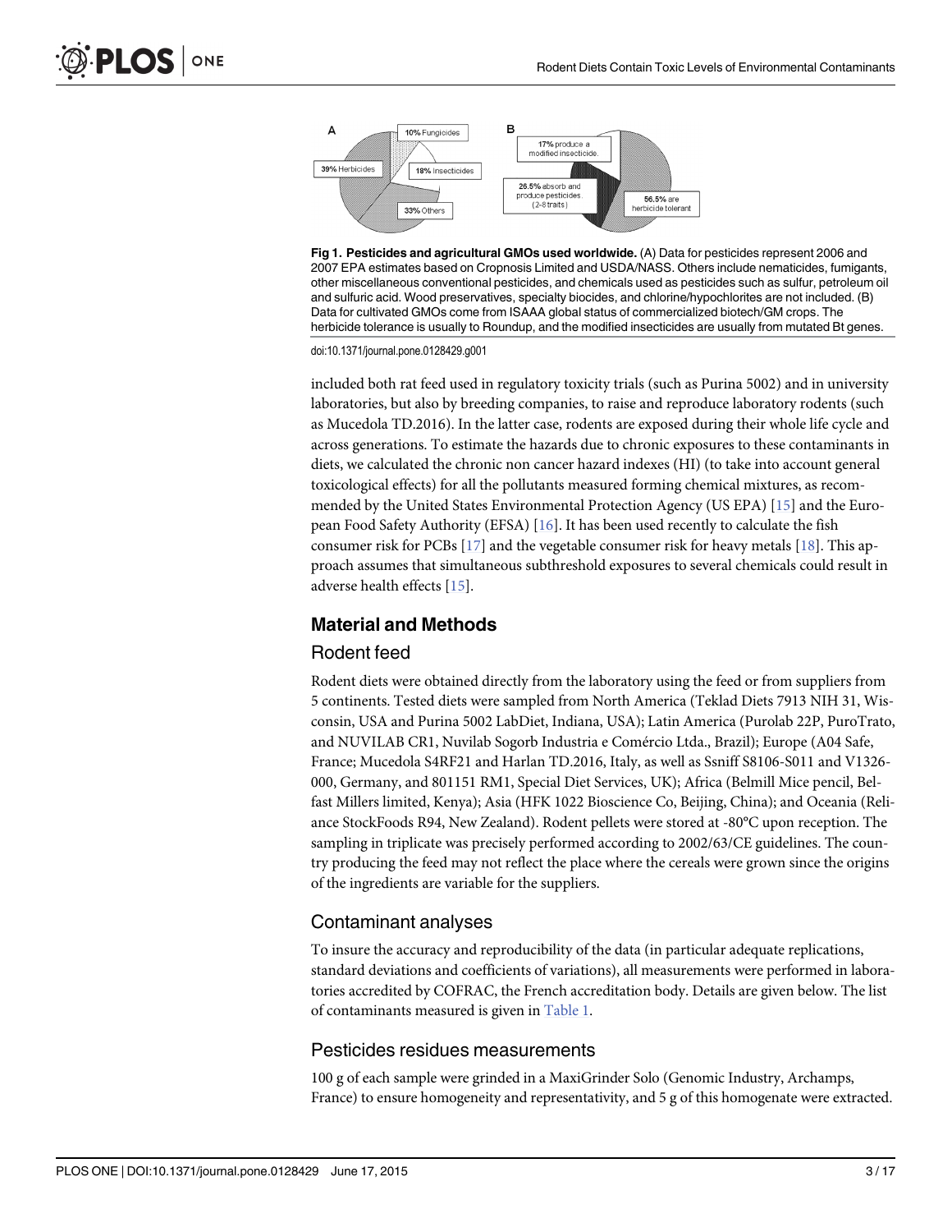Fig 1. Pesticides and agricultural GMOs used worldwide. (A) Data for pesticides represent 2006 and 2007 EPA estimates based on Cropnosis Limited and USDA/NASS. Others include nematicides, fumigants, other miscellaneous conventional pesticides, and chemicals used as pesticides such as sulfur, petroleum oil and sulfuric acid. Wood preservatives, specialty biocides, and chlorine/hypochlorites are not included. (B) Data for cultivated GMOs come from ISAAA global status of commercialized biotech/GM crops. The herbicide tolerance is usually to Roundup, and the modified insecticides are usually from mutated Bt genes.

doi:10.1371/journal.pone.0128429.g001

included both rat feed used in regulatory toxicity trials (such as Purina 5002) and in university laboratories, but also by breeding companies, to raise and reproduce laboratory rodents (such as Mucedola TD.2016). In the latter case, rodents are exposed during their whole life cycle and across generations. To estimate the hazards due to chronic exposures to these contaminants in diets, we calculated the chronic non cancer hazard indexes (HI) (to take into account general toxicological effects) for all the pollutants measured forming chemical mixtures, as recommended by the United States Environmental Protection Agency (US EPA) [15] and the European Food Safety Authority (EFSA) [16]. It has been used recently to calculate the fish consumer risk for PCBs [17] and the vegetable consumer risk for heavy metals [18]. This approach assumes that simultaneous subthreshold exposures to several chemicals could result in adverse health effects [15].

## Material and Methods

### Rodent feed

Rodent diets were obtained directly from the laboratory using the feed or from suppliers from 5 continents. Tested diets were sampled from North America (Teklad Diets 7913 NIH 31, Wisconsin, USA and Purina 5002 LabDiet, Indiana, USA); Latin America (Purolab 22P, PuroTrato, and NUVILAB CR1, Nuvilab Sogorb Industria e Comércio Ltda., Brazil); Europe (A04 Safe, France; Mucedola S4RF21 and Harlan TD.2016, Italy, as well as Ssniff S8106-S011 and V1326-000, Germany, and 801151 RM1, Special Diet Services, UK); Africa (Belmill Mice pencil, Belfast Millers limited, Kenya); Asia (HFK 1022 Bioscience Co, Beijing, China); and Oceania (Reliance StockFoods R94, New Zealand). Rodent pellets were stored at -80°C upon reception. The sampling in triplicate was precisely performed according to 2002/63/CE guidelines. The country producing the feed may not reflect the place where the cereals were grown since the origins of the ingredients are variable for the suppliers.

### Contaminant analyses

To insure the accuracy and reproducibility of the data (in particular adequate replications, standard deviations and coefficients of variations), all measurements were performed in laboratories accredited by COFRAC, the French accreditation body. Details are given below. The list of contaminants measured is given in Table 1.

### Pesticides residues measurements

100 g of each sample were grinded in a MaxiGrinder Solo (Genomic Industry, Archamps, France) to ensure homogeneity and representativity, and 5 g of this homogenate were extracted.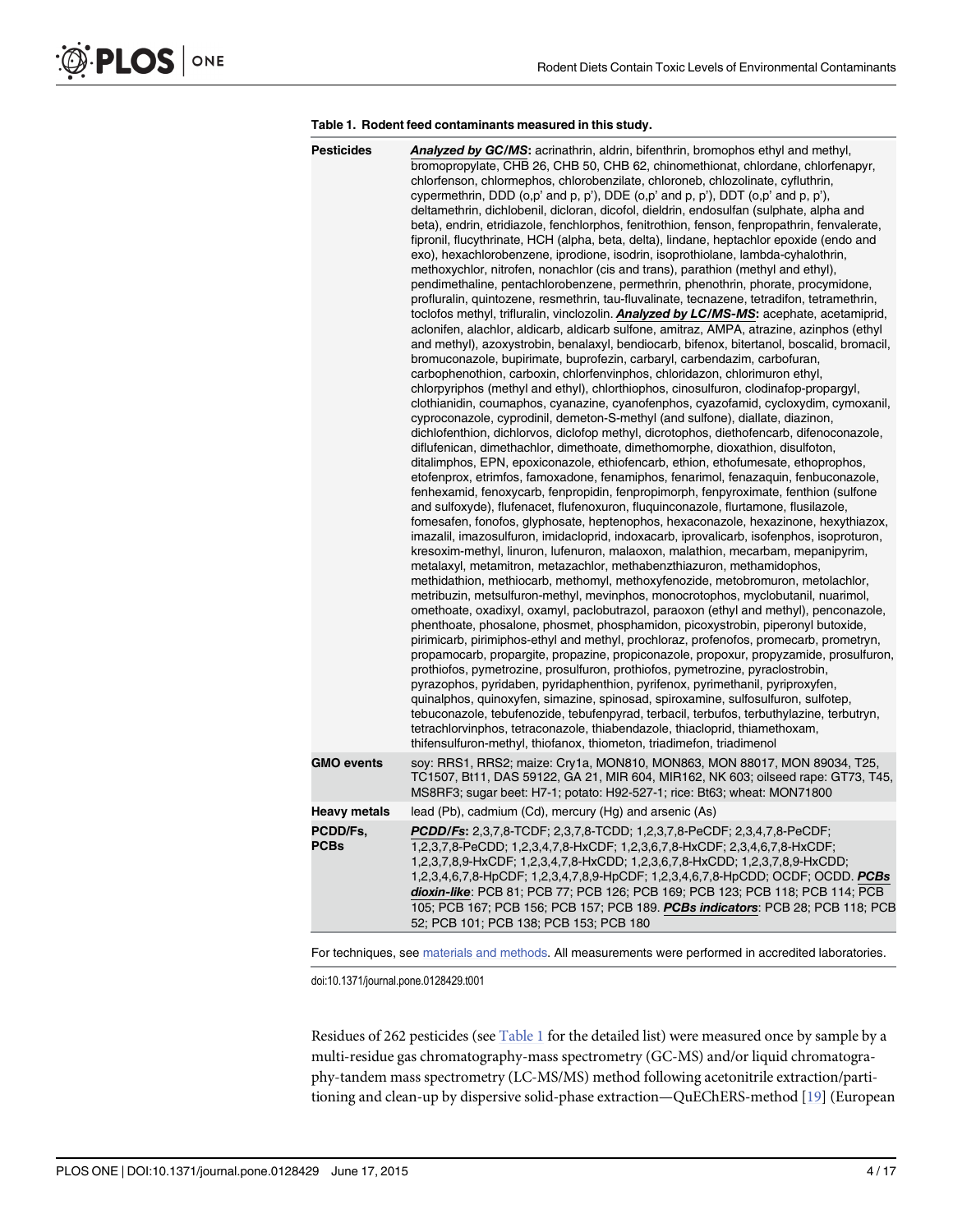**Table 1. Rodent feed contaminants measured in this study.**

| | |
|---|---|
| **Pesticides** | ***Analyzed by GC/MS***: acrinathrin, aldrin, bifenthrin, bromophos ethyl and methyl, bromopropylate, CHB 26, CHB 50, CHB 62, chinomethionat, chlordane, chlorfenapyr, chlorfenson, chlormephos, chlorobenzilate, chloroneb, chlozolinate, cyfluthrin, cypermethrin, DDD (o,p' and p, p'), DDE (o,p' and p, p'), DDT (o,p' and p, p'), deltamethrin, dichlobenil, dicloran, dicofol, dieldrin, endosulfan (sulphate, alpha and beta), endrin, etridiazole, fenchlorphos, fenitrothion, fenson, fenpropathrin, fenvalerate, fipronil, flucythrinate, HCH (alpha, beta, delta), lindane, heptachlor epoxide (endo and exo), hexachlorobenzene, iprodione, isodrin, isoprothiolane, lambda-cyhalothrin, methoxychlor, nitrofen, nonachlor (cis and trans), parathion (methyl and ethyl), pendimethaline, pentachlorobenzene, permethrin, phenothrin, phorate, procymidone, profluralin, quintozene, resmethrin, tau-fluvalinate, tecnazene, tetradifon, tetramethrin, toclofos methyl, trifluralin, vinclozolin. ***Analyzed by LC/MS-MS***: acephate, acetamiprid, aclonifen, alachlor, aldicarb, aldicarb sulfone, amitraz, AMPA, atrazine, azinphos (ethyl and methyl), azoxystrobin, benalaxyl, bendiocarb, bifenox, bitertanol, boscalid, bromacil, bromuconazole, bupirimate, buprofezin, carbaryl, carbendazim, carbofuran, carbophenothion, carboxin, chlorfenvinphos, chloridazon, chlorimuron ethyl, chlorpyriphos (methyl and ethyl), chlorthiophos, cinosulfuron, clodinafop-propargyl, clothianidin, coumaphos, cyanazine, cyanofenphos, cyazofamid, cycloxydim, cymoxanil, cyproconazole, cyprodinil, demeton-S-methyl (and sulfone), diallate, diazinon, dichlofenthion, dichlorvos, diclofop methyl, dicrotophos, diethofencarb, difenoconazole, diflufenican, dimethachlor, dimethoate, dimethomorphe, dioxathion, disulfoton, ditalimphos, EPN, epoxiconazole, ethiofencarb, ethion, ethofumesate, ethoprophos, etofenprox, etrimfos, famoxadone, fenamiphos, fenarimol, fenazaquin, fenbuconazole, fenhexamid, fenoxycarb, fenpropidin, fenpropimorph, fenpyroximate, fenthion (sulfone and sulfoxyde), flufenacet, flufenoxuron, fluquinconazole, flurtamone, flusilazole, fomesafen, fonofos, glyphosate, heptenophos, hexaconazole, hexazinone, hexythiazox, imazalil, imazosulfuron, imidacloprid, indoxacarb, iprovalicarb, isofenphos, isoproturon, kresoxim-methyl, linuron, lufenuron, malaoxon, malathion, mecarbam, mepanipyrim, metalaxyl, metamitron, metazachlor, methabenzthiazuron, methamidophos, methidathion, methiocarb, methomyl, methoxyfenozide, metobromuron, metolachlor, metribuzin, metsulfuron-methyl, mevinphos, monocrotophos, myclobutanil, nuarimol, omethoate, oxadixyl, oxamyl, paclobutrazol, paraoxon (ethyl and methyl), penconazole, phenthoate, phosalone, phosmet, phosphamidon, picoxystrobin, piperonyl butoxide, pirimicarb, pirimiphos-ethyl and methyl, prochloraz, profenofos, promecarb, prometryn, propamocarb, propargite, propazine, propiconazole, propoxur, propyzamide, prosulfuron, prothiofos, pymetrozine, prosulfuron, prothiofos, pymetrozine, pyraclostrobin, pyrazophos, pyridaben, pyridaphenthion, pyrifenox, pyrimethanil, pyriproxyfen, quinalphos, quinoxyfen, simazine, spinosad, spiroxamine, sulfosulfuron, sulfotep, tebuconazole, tebufenozide, tebufenpyrad, terbacil, terbufos, terbuthylazine, terbutryn, tetrachlorvinphos, tetraconazole, thiabendazole, thiacloprid, thiamethoxam, thifensulfuron-methyl, thiofanox, thiometon, triadimefon, triadimenol |
| **GMO events** | soy: RRS1, RRS2; maize: Cry1a, MON810, MON863, MON 88017, MON 89034, T25, TC1507, Bt11, DAS 59122, GA 21, MIR 604, MIR162, NK 603; oilseed rape: GT73, T45, MS8RF3; sugar beet: H7-1; potato: H92-527-1; rice: Bt63; wheat: MON71800 |
| **Heavy metals** | lead (Pb), cadmium (Cd), mercury (Hg) and arsenic (As) |
| **PCDD/Fs, PCBs** | ***PCDD/Fs***: 2,3,7,8-TCDF; 2,3,7,8-TCDD; 1,2,3,7,8-PeCDF; 2,3,4,7,8-PeCDF; 1,2,3,7,8-PeCDD; 1,2,3,4,7,8-HxCDF; 1,2,3,6,7,8-HxCDF; 2,3,4,6,7,8-HxCDF; 1,2,3,7,8,9-HxCDF; 1,2,3,4,7,8-HxCDD; 1,2,3,6,7,8-HxCDD; 1,2,3,7,8,9-HxCDD; 1,2,3,4,6,7,8-HpCDF; 1,2,3,4,7,8,9-HpCDF; 1,2,3,4,6,7,8-HpCDD; OCDF; OCDD. ***PCBs dioxin-like***: PCB 81; PCB 77; PCB 126; PCB 169; PCB 123; PCB 118; PCB 114; PCB 105; PCB 167; PCB 156; PCB 157; PCB 189. ***PCBs indicators***: PCB 28; PCB 118; PCB 52; PCB 101; PCB 138; PCB 153; PCB 180 |

For techniques, see materials and methods. All measurements were performed in accredited laboratories.

doi:10.1371/journal.pone.0128429.t001

Residues of 262 pesticides (see Table 1 for the detailed list) were measured once by sample by a multi-residue gas chromatography-mass spectrometry (GC-MS) and/or liquid chromatography-tandem mass spectrometry (LC-MS/MS) method following acetonitrile extraction/partitioning and clean-up by dispersive solid-phase extraction—QuEChERS-method [19] (European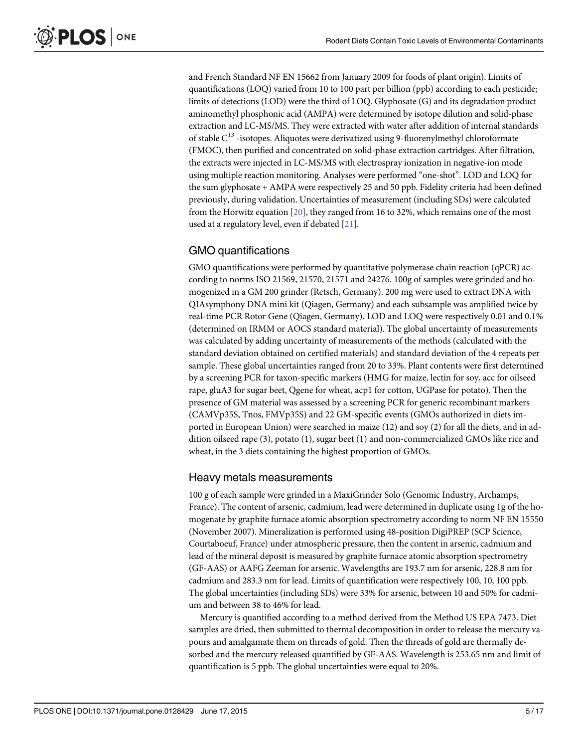and French Standard NF EN 15662 from January 2009 for foods of plant origin). Limits of quantifications (LOQ) varied from 10 to 100 part per billion (ppb) according to each pesticide; limits of detections (LOD) were the third of LOQ. Glyphosate (G) and its degradation product aminomethyl phosphonic acid (AMPA) were determined by isotope dilution and solid-phase extraction and LC-MS/MS. They were extracted with water after addition of internal standards of stable $C^{13}$ -isotopes. Aliquotes were derivatized using 9-fluorenylmethyl chloroformate (FMOC), then purified and concentrated on solid-phase extraction cartridges. After filtration, the extracts were injected in LC-MS/MS with electrospray ionization in negative-ion mode using multiple reaction monitoring. Analyses were performed "one-shot". LOD and LOQ for the sum glyphosate + AMPA were respectively 25 and 50 ppb. Fidelity criteria had been defined previously, during validation. Uncertainties of measurement (including SDs) were calculated from the Horwitz equation [20], they ranged from 16 to 32%, which remains one of the most used at a regulatory level, even if debated [21].

## GMO quantifications

GMO quantifications were performed by quantitative polymerase chain reaction (qPCR) according to norms ISO 21569, 21570, 21571 and 24276. 100g of samples were grinded and homogenized in a GM 200 grinder (Retsch, Germany). 200 mg were used to extract DNA with QIAsymphony DNA mini kit (Qiagen, Germany) and each subsample was amplified twice by real-time PCR Rotor Gene (Qiagen, Germany). LOD and LOQ were respectively 0.01 and 0.1% (determined on IRMM or AOCS standard material). The global uncertainty of measurements was calculated by adding uncertainty of measurements of the methods (calculated with the standard deviation obtained on certified materials) and standard deviation of the 4 repeats per sample. These global uncertainties ranged from 20 to 33%. Plant contents were first determined by a screening PCR for taxon-specific markers (HMG for maize, lectin for soy, acc for oilseed rape, gluA3 for sugar beet, Qgene for wheat, acp1 for cotton, UGPase for potato). Then the presence of GM material was assessed by a screening PCR for generic recombinant markers (CAMVp35S, Tnos, FMVp35S) and 22 GM-specific events (GMOs authorized in diets imported in European Union) were searched in maize (12) and soy (2) for all the diets, and in addition oilseed rape (3), potato (1), sugar beet (1) and non-commercialized GMOs like rice and wheat, in the 3 diets containing the highest proportion of GMOs.

## Heavy metals measurements

100 g of each sample were grinded in a MaxiGrinder Solo (Genomic Industry, Archamps, France). The content of arsenic, cadmium, lead were determined in duplicate using 1g of the homogenate by graphite furnace atomic absorption spectrometry according to norm NF EN 15550 (November 2007). Mineralization is performed using 48-position DigiPREP (SCP Science, Courtaboeuf, France) under atmospheric pressure, then the content in arsenic, cadmium and lead of the mineral deposit is measured by graphite furnace atomic absorption spectrometry (GF-AAS) or AAFG Zeeman for arsenic. Wavelengths are 193.7 nm for arsenic, 228.8 nm for cadmium and 283.3 nm for lead. Limits of quantification were respectively 100, 10, 100 ppb. The global uncertainties (including SDs) were 33% for arsenic, between 10 and 50% for cadmium and between 38 to 46% for lead.

Mercury is quantified according to a method derived from the Method US EPA 7473. Diet samples are dried, then submitted to thermal decomposition in order to release the mercury vapours and amalgamate them on threads of gold. Then the threads of gold are thermally desorbed and the mercury released quantified by GF-AAS. Wavelength is 253.65 nm and limit of quantification is 5 ppb. The global uncertainties were equal to 20%.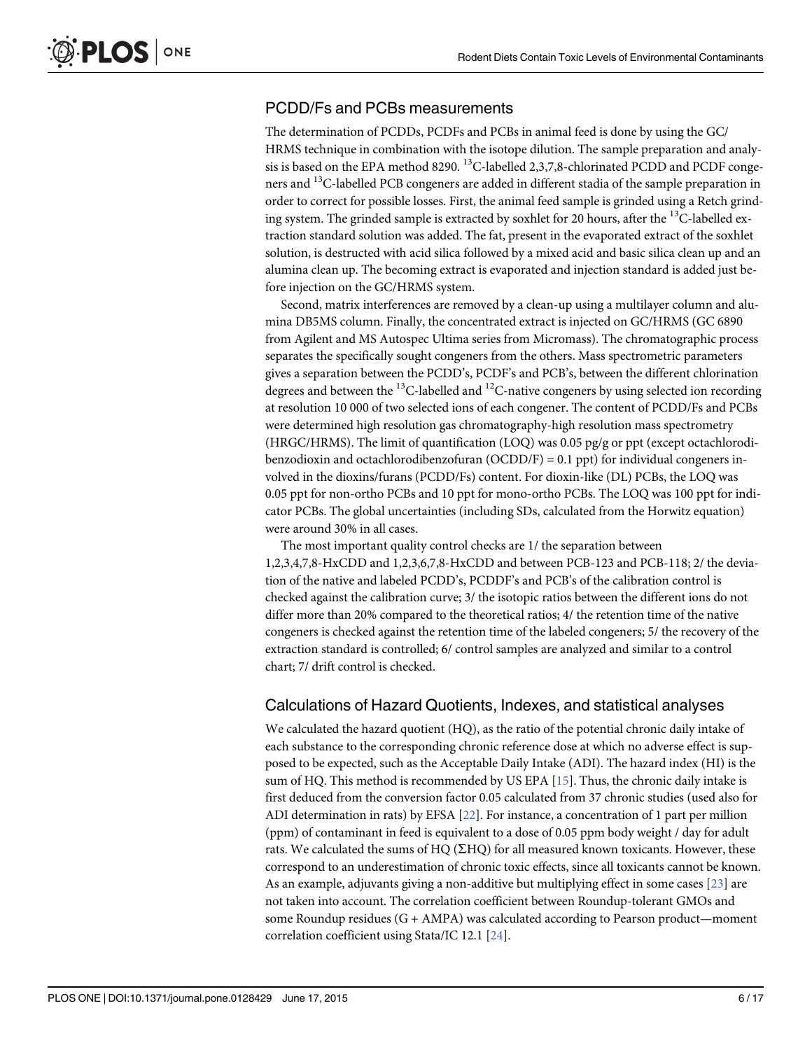## PCDD/Fs and PCBs measurements

The determination of PCDDs, PCDFs and PCBs in animal feed is done by using the GC/HRMS technique in combination with the isotope dilution. The sample preparation and analysis is based on the EPA method 8290. $^{13}C$-labelled 2,3,7,8-chlorinated PCDD and PCDF congeners and $^{13}C$-labelled PCB congeners are added in different stadia of the sample preparation in order to correct for possible losses. First, the animal feed sample is grinded using a Retch grinding system. The grinded sample is extracted by soxhlet for 20 hours, after the $^{13}C$-labelled extraction standard solution was added. The fat, present in the evaporated extract of the soxhlet solution, is destructed with acid silica followed by a mixed acid and basic silica clean up and an alumina clean up. The becoming extract is evaporated and injection standard is added just before injection on the GC/HRMS system.

Second, matrix interferences are removed by a clean-up using a multilayer column and alumina DB5MS column. Finally, the concentrated extract is injected on GC/HRMS (GC 6890 from Agilent and MS Autospec Ultima series from Micromass). The chromatographic process separates the specifically sought congeners from the others. Mass spectrometric parameters gives a separation between the PCDD's, PCDF's and PCB's, between the different chlorination degrees and between the $^{13}C$-labelled and $^{12}C$-native congeners by using selected ion recording at resolution 10 000 of two selected ions of each congener. The content of PCDD/Fs and PCBs were determined high resolution gas chromatography-high resolution mass spectrometry (HRGC/HRMS). The limit of quantification (LOQ) was 0.05 pg/g or ppt (except octachlorodibenzodioxin and octachlorodibenzofuran (OCDD/F) = 0.1 ppt) for individual congeners involved in the dioxins/furans (PCDD/Fs) content. For dioxin-like (DL) PCBs, the LOQ was 0.05 ppt for non-ortho PCBs and 10 ppt for mono-ortho PCBs. The LOQ was 100 ppt for indicator PCBs. The global uncertainties (including SDs, calculated from the Horwitz equation) were around 30% in all cases.

The most important quality control checks are 1/ the separation between 1,2,3,4,7,8-HxCDD and 1,2,3,6,7,8-HxCDD and between PCB-123 and PCB-118; 2/ the deviation of the native and labeled PCDD's, PCDDF's and PCB's of the calibration control is checked against the calibration curve; 3/ the isotopic ratios between the different ions do not differ more than 20% compared to the theoretical ratios; 4/ the retention time of the native congeners is checked against the retention time of the labeled congeners; 5/ the recovery of the extraction standard is controlled; 6/ control samples are analyzed and similar to a control chart; 7/ drift control is checked.

## Calculations of Hazard Quotients, Indexes, and statistical analyses

We calculated the hazard quotient (HQ), as the ratio of the potential chronic daily intake of each substance to the corresponding chronic reference dose at which no adverse effect is supposed to be expected, such as the Acceptable Daily Intake (ADI). The hazard index (HI) is the sum of HQ. This method is recommended by US EPA [15]. Thus, the chronic daily intake is first deduced from the conversion factor 0.05 calculated from 37 chronic studies (used also for ADI determination in rats) by EFSA [22]. For instance, a concentration of 1 part per million (ppm) of contaminant in feed is equivalent to a dose of 0.05 ppm body weight / day for adult rats. We calculated the sums of HQ ($\Sigma$HQ) for all measured known toxicants. However, these correspond to an underestimation of chronic toxic effects, since all toxicants cannot be known. As an example, adjuvants giving a non-additive but multiplying effect in some cases [23] are not taken into account. The correlation coefficient between Roundup-tolerant GMOs and some Roundup residues (G + AMPA) was calculated according to Pearson product—moment correlation coefficient using Stata/IC 12.1 [24].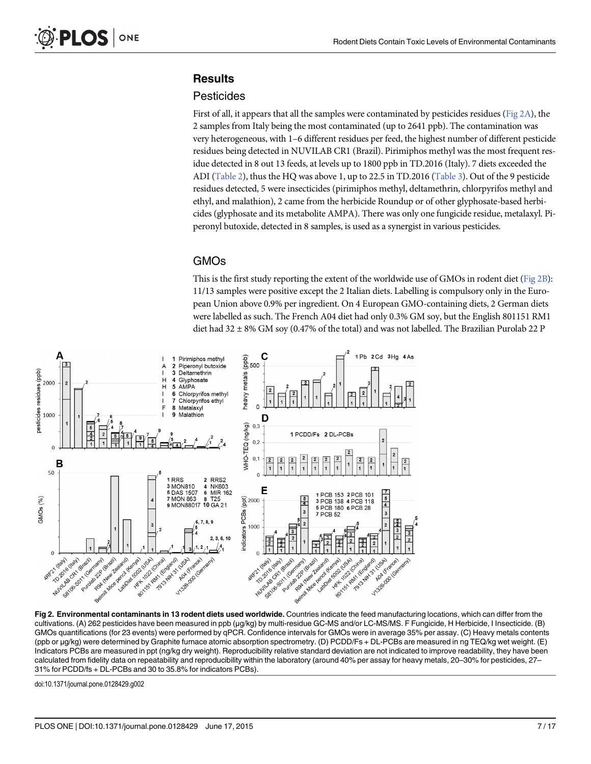## Results

### Pesticides

First of all, it appears that all the samples were contaminated by pesticides residues (Fig 2A), the 2 samples from Italy being the most contaminated (up to 2641 ppb). The contamination was very heterogeneous, with 1–6 different residues per feed, the highest number of different pesticide residues being detected in NUVILAB CR1 (Brazil). Pirimiphos methyl was the most frequent residue detected in 8 out 13 feeds, at levels up to 1800 ppb in TD.2016 (Italy). 7 diets exceeded the ADI (Table 2), thus the HQ was above 1, up to 22.5 in TD.2016 (Table 3). Out of the 9 pesticide residues detected, 5 were insecticides (pirimiphos methyl, deltamethrin, chlorpyrifos methyl and ethyl, and malathion), 2 came from the herbicide Roundup or of other glyphosate-based herbicides (glyphosate and its metabolite AMPA). There was only one fungicide residue, metalaxyl. Piperonyl butoxide, detected in 8 samples, is used as a synergist in various pesticides.

### GMOs

This is the first study reporting the extent of the worldwide use of GMOs in rodent diet (Fig 2B): 11/13 samples were positive except the 2 Italian diets. Labelling is compulsory only in the European Union above 0.9% per ingredient. On 4 European GMO-containing diets, 2 German diets were labelled as such. The French A04 diet had only 0.3% GM soy, but the English 801151 RM1 diet had 32 ± 8% GM soy (0.47% of the total) and was not labelled. The Brazilian Purolab 22 P

**Fig 2. Environmental contaminants in 13 rodent diets used worldwide.** Countries indicate the feed manufacturing locations, which can differ from the cultivations. (A) 262 pesticides have been measured in ppb (µg/kg) by multi-residue GC-MS and/or LC-MS/MS. F Fungicide, H Herbicide, I Insecticide. (B) GMOs quantifications (for 23 events) were performed by qPCR. Confidence intervals for GMOs were in average 35% per assay. (C) Heavy metals contents (ppb or µg/kg) were determined by Graphite furnace atomic absorption spectrometry. (D) PCDD/Fs + DL-PCBs are measured in ng TEQ/kg wet weight. (E) Indicators PCBs are measured in ppt (ng/kg dry weight). Reproducibility relative standard deviation are not indicated to improve readability, they have been calculated from fidelity data on repeatability and reproducibility within the laboratory (around 40% per assay for heavy metals, 20–30% for pesticides, 27–31% for PCDD/fs + DL-PCBs and 30 to 35.8% for indicators PCBs).

doi:10.1371/journal.pone.0128429.g002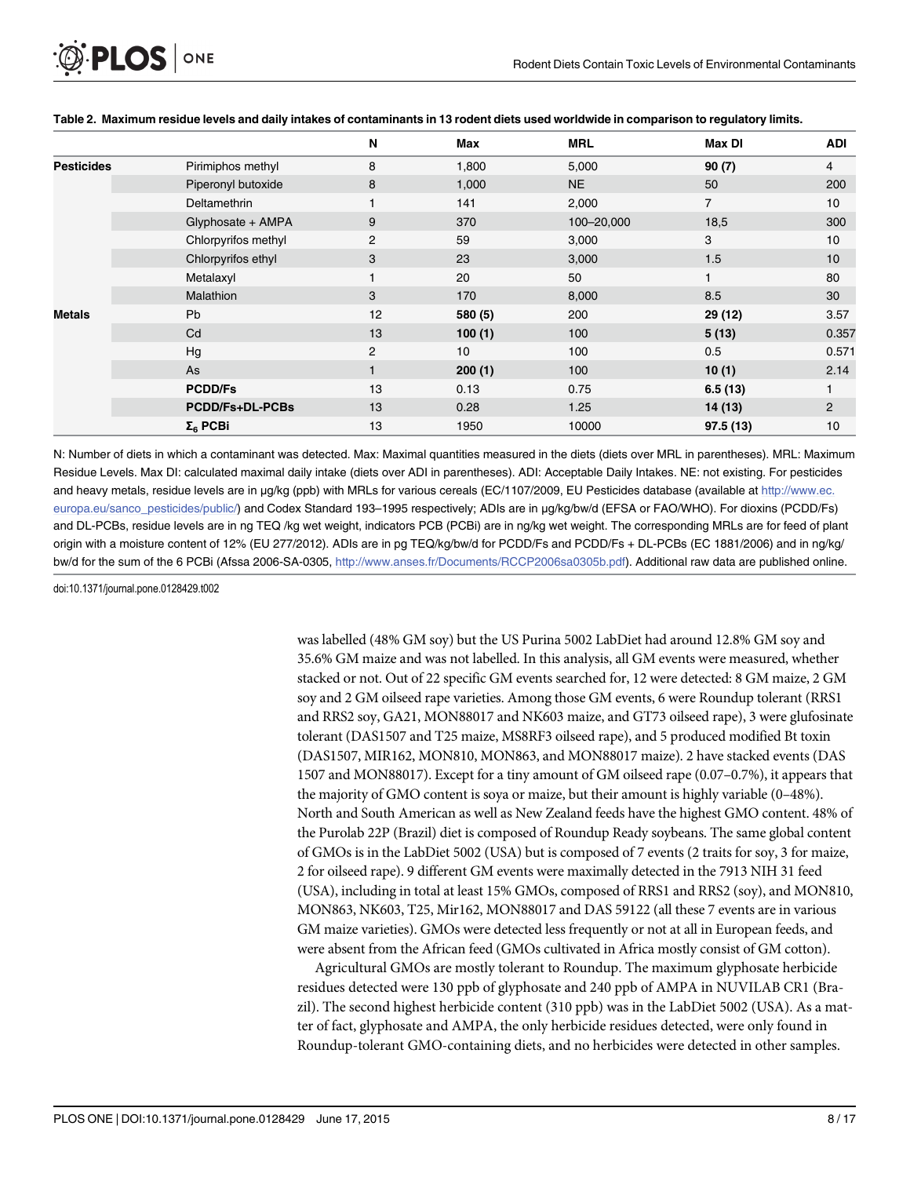**Table 2. Maximum residue levels and daily intakes of contaminants in 13 rodent diets used worldwide in comparison to regulatory limits.**

| | | N | Max | MRL | Max DI | ADI |
|---|---|---|---|---|---|---|
| **Pesticides** | Pirimiphos methyl | 8 | 1,800 | 5,000 | **90 (7)** | 4 |
| | Piperonyl butoxide | 8 | 1,000 | NE | 50 | 200 |
| | Deltamethrin | 1 | 141 | 2,000 | 7 | 10 |
| | Glyphosate + AMPA | 9 | 370 | 100–20,000 | 18,5 | 300 |
| | Chlorpyrifos methyl | 2 | 59 | 3,000 | 3 | 10 |
| | Chlorpyrifos ethyl | 3 | 23 | 3,000 | 1.5 | 10 |
| | Metalaxyl | 1 | 20 | 50 | 1 | 80 |
| | Malathion | 3 | 170 | 8,000 | 8.5 | 30 |
| **Metals** | Pb | 12 | **580 (5)** | 200 | **29 (12)** | 3.57 |
| | Cd | 13 | **100 (1)** | 100 | **5 (13)** | 0.357 |
| | Hg | 2 | 10 | 100 | 0.5 | 0.571 |
| | As | 1 | **200 (1)** | 100 | **10 (1)** | 2.14 |
| | **PCDD/Fs** | 13 | 0.13 | 0.75 | **6.5 (13)** | 1 |
| | **PCDD/Fs+DL-PCBs** | 13 | 0.28 | 1.25 | **14 (13)** | 2 |
| | **$\Sigma_6$ PCBi** | 13 | 1950 | 10000 | **97.5 (13)** | 10 |

N: Number of diets in which a contaminant was detected. Max: Maximal quantities measured in the diets (diets over MRL in parentheses). MRL: Maximum Residue Levels. Max DI: calculated maximal daily intake (diets over ADI in parentheses). ADI: Acceptable Daily Intakes. NE: not existing. For pesticides and heavy metals, residue levels are in µg/kg (ppb) with MRLs for various cereals (EC/1107/2009, EU Pesticides database (available at http://www.ec.europa.eu/sanco_pesticides/public/) and Codex Standard 193–1995 respectively; ADIs are in µg/kg/bw/d (EFSA or FAO/WHO). For dioxins (PCDD/Fs) and DL-PCBs, residue levels are in ng TEQ /kg wet weight, indicators PCB (PCBi) are in ng/kg wet weight. The corresponding MRLs are for feed of plant origin with a moisture content of 12% (EU 277/2012). ADIs are in pg TEQ/kg/bw/d for PCDD/Fs and PCDD/Fs + DL-PCBs (EC 1881/2006) and in ng/kg/bw/d for the sum of the 6 PCBi (Afssa 2006-SA-0305, http://www.anses.fr/Documents/RCCP2006sa0305b.pdf). Additional raw data are published online.

doi:10.1371/journal.pone.0128429.t002

was labelled (48% GM soy) but the US Purina 5002 LabDiet had around 12.8% GM soy and 35.6% GM maize and was not labelled. In this analysis, all GM events were measured, whether stacked or not. Out of 22 specific GM events searched for, 12 were detected: 8 GM maize, 2 GM soy and 2 GM oilseed rape varieties. Among those GM events, 6 were Roundup tolerant (RRS1 and RRS2 soy, GA21, MON88017 and NK603 maize, and GT73 oilseed rape), 3 were glufosinate tolerant (DAS1507 and T25 maize, MS8RF3 oilseed rape), and 5 produced modified Bt toxin (DAS1507, MIR162, MON810, MON863, and MON88017 maize). 2 have stacked events (DAS 1507 and MON88017). Except for a tiny amount of GM oilseed rape (0.07–0.7%), it appears that the majority of GMO content is soya or maize, but their amount is highly variable (0–48%). North and South American as well as New Zealand feeds have the highest GMO content. 48% of the Purolab 22P (Brazil) diet is composed of Roundup Ready soybeans. The same global content of GMOs is in the LabDiet 5002 (USA) but is composed of 7 events (2 traits for soy, 3 for maize, 2 for oilseed rape). 9 different GM events were maximally detected in the 7913 NIH 31 feed (USA), including in total at least 15% GMOs, composed of RRS1 and RRS2 (soy), and MON810, MON863, NK603, T25, Mir162, MON88017 and DAS 59122 (all these 7 events are in various GM maize varieties). GMOs were detected less frequently or not at all in European feeds, and were absent from the African feed (GMOs cultivated in Africa mostly consist of GM cotton).

Agricultural GMOs are mostly tolerant to Roundup. The maximum glyphosate herbicide residues detected were 130 ppb of glyphosate and 240 ppb of AMPA in NUVILAB CR1 (Brazil). The second highest herbicide content (310 ppb) was in the LabDiet 5002 (USA). As a matter of fact, glyphosate and AMPA, the only herbicide residues detected, were only found in Roundup-tolerant GMO-containing diets, and no herbicides were detected in other samples.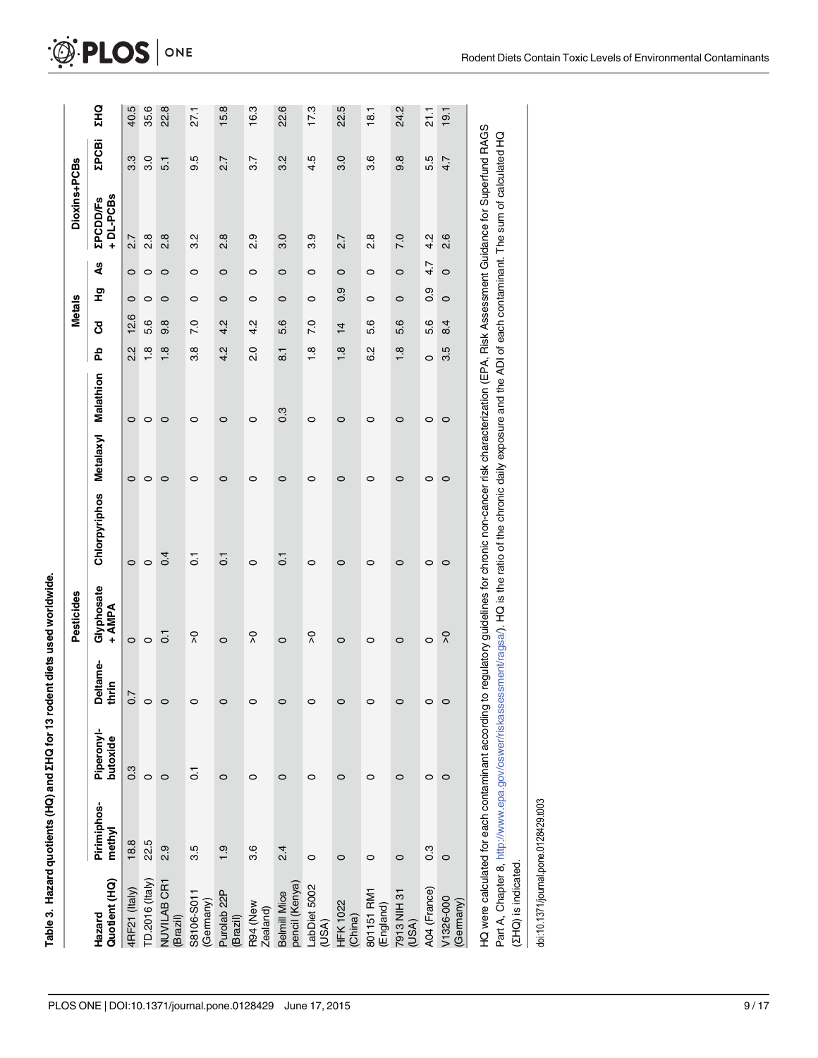**Table 3. Hazard quotients (HQ) and ΣHQ for 13 rodent diets used worldwide.**

| Hazard Quotient (HQ) | Pesticides | | | | | | | | Metals | | | | Dioxins+PCBs | | ΣHQ |
|---|---|---|---|---|---|---|---|---|---|---|---|---|---|---|---|
| | Pirimiphos-methyl | Piperonyl-butoxide | Deltamethrin | Glyphosate + AMPA | Chlorpyriphos | Metalaxyl | Malathion | | Pb | Cd | Hg | As | ΣPCDD/Fs + DL-PCBs | ΣPCBi | |
| 4RF21 (Italy) | 18.8 | 0.3 | 0.7 | 0 | 0 | 0 | 0 | | 2.2 | 12.6 | 0 | 0 | 2.7 | 3.3 | 40.5 |
| TD.2016 (Italy) | 22.5 | 0 | 0 | 0 | 0 | 0 | 0 | | 1.8 | 5.6 | 0 | 0 | 2.8 | 3.0 | 35.6 |
| NUVILAB CR1 (Brazil) | 2.9 | 0 | 0 | 0.1 | 0.4 | 0 | 0 | | 1.8 | 9.8 | 0 | 0 | 2.8 | 5.1 | 22.8 |
| S8106-S011 (Germany) | 3.5 | 0.1 | 0 | >0 | 0.1 | 0 | 0 | | 3.8 | 7.0 | 0 | 0 | 3.2 | 9.5 | 27.1 |
| Purolab 22P (Brazil) | 1.9 | 0 | 0 | 0 | 0.1 | 0 | 0 | | 4.2 | 4.2 | 0 | 0 | 2.8 | 2.7 | 15.8 |
| R94 (New Zealand) | 3.6 | 0 | 0 | >0 | 0 | 0 | 0 | | 2.0 | 4.2 | 0 | 0 | 2.9 | 3.7 | 16.3 |
| Belmill Mice pencil (Kenya) | 2.4 | 0 | 0 | 0 | 0.1 | 0 | 0.3 | | 8.1 | 5.6 | 0 | 0 | 3.0 | 3.2 | 22.6 |
| LabDiet 5002 (USA) | 0 | 0 | 0 | >0 | 0 | 0 | 0 | | 1.8 | 7.0 | 0 | 0 | 3.9 | 4.5 | 17.3 |
| HFK 1022 (China) | 0 | 0 | 0 | 0 | 0 | 0 | 0 | | 1.8 | 14 | 0.9 | 0 | 2.7 | 3.0 | 22.5 |
| 801151 RM1 (England) | 0 | 0 | 0 | 0 | 0 | 0 | 0 | | 6.2 | 5.6 | 0 | 0 | 2.8 | 3.6 | 18.1 |
| 7913 NIH 31 (USA) | 0 | 0 | 0 | 0 | 0 | 0 | 0 | | 1.8 | 5.6 | 0 | 0 | 7.0 | 9.8 | 24.2 |
| A04 (France) | 0.3 | 0 | 0 | 0 | 0 | 0 | 0 | | 0 | 5.6 | 0.9 | 4.7 | 4.2 | 5.5 | 21.1 |
| V1326-000 (Germany) | 0 | 0 | 0 | >0 | 0 | 0 | 0 | | 3.5 | 8.4 | 0 | 0 | 2.6 | 4.7 | 19.1 |

HQ were calculated for each contaminant according to regulatory guidelines for chronic non-cancer risk characterization (EPA, Risk Assessment Guidance for Superfund RAGS Part A, Chapter 8, http://www.epa.gov/oswer/riskassessment/ragsa/). HQ is the ratio of the chronic daily exposure and the ADI of each contaminant. The sum of calculated HQ (ΣHQ) is indicated.

doi:10.1371/journal.pone.0128429.t003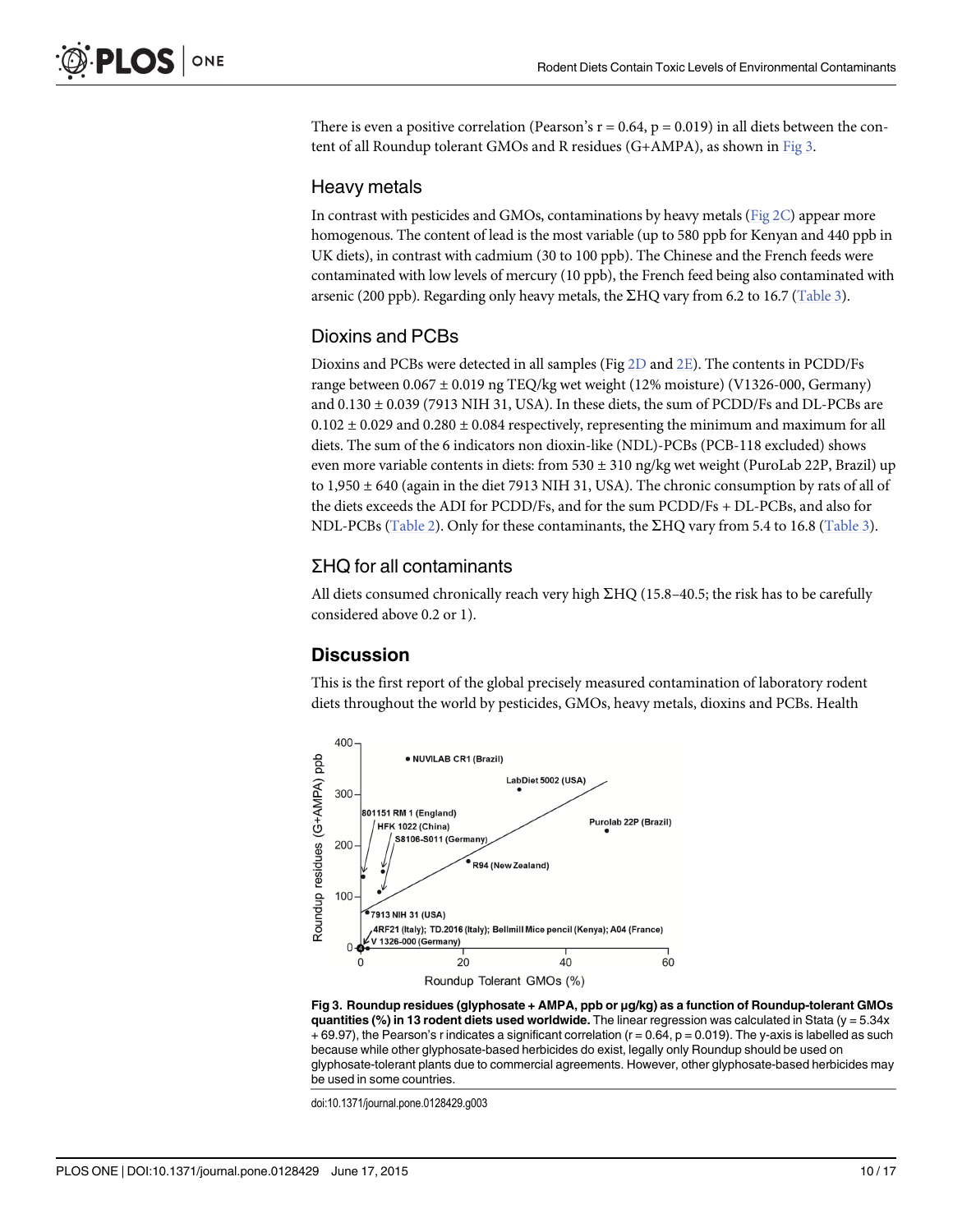There is even a positive correlation (Pearson's $r = 0.64$, $p = 0.019$) in all diets between the content of all Roundup tolerant GMOs and R residues (G+AMPA), as shown in Fig 3.

## Heavy metals

In contrast with pesticides and GMOs, contaminations by heavy metals (Fig 2C) appear more homogenous. The content of lead is the most variable (up to 580 ppb for Kenyan and 440 ppb in UK diets), in contrast with cadmium (30 to 100 ppb). The Chinese and the French feeds were contaminated with low levels of mercury (10 ppb), the French feed being also contaminated with arsenic (200 ppb). Regarding only heavy metals, the ΣHQ vary from 6.2 to 16.7 (Table 3).

## Dioxins and PCBs

Dioxins and PCBs were detected in all samples (Fig 2D and 2E). The contents in PCDD/Fs range between 0.067 ± 0.019 ng TEQ/kg wet weight (12% moisture) (V1326-000, Germany) and 0.130 ± 0.039 (7913 NIH 31, USA). In these diets, the sum of PCDD/Fs and DL-PCBs are 0.102 ± 0.029 and 0.280 ± 0.084 respectively, representing the minimum and maximum for all diets. The sum of the 6 indicators non dioxin-like (NDL)-PCBs (PCB-118 excluded) shows even more variable contents in diets: from 530 ± 310 ng/kg wet weight (PuroLab 22P, Brazil) up to 1,950 ± 640 (again in the diet 7913 NIH 31, USA). The chronic consumption by rats of all of the diets exceeds the ADI for PCDD/Fs, and for the sum PCDD/Fs + DL-PCBs, and also for NDL-PCBs (Table 2). Only for these contaminants, the ΣHQ vary from 5.4 to 16.8 (Table 3).

## ΣHQ for all contaminants

All diets consumed chronically reach very high ΣHQ (15.8–40.5; the risk has to be carefully considered above 0.2 or 1).

# Discussion

This is the first report of the global precisely measured contamination of laboratory rodent diets throughout the world by pesticides, GMOs, heavy metals, dioxins and PCBs. Health

**Fig 3. Roundup residues (glyphosate + AMPA, ppb or µg/kg) as a function of Roundup-tolerant GMOs quantities (%) in 13 rodent diets used worldwide.** The linear regression was calculated in Stata ($y = 5.34x + 69.97$), the Pearson's r indicates a significant correlation ($r = 0.64$, $p = 0.019$). The y-axis is labelled as such because while other glyphosate-based herbicides do exist, legally only Roundup should be used on glyphosate-tolerant plants due to commercial agreements. However, other glyphosate-based herbicides may be used in some countries.

doi:10.1371/journal.pone.0128429.g003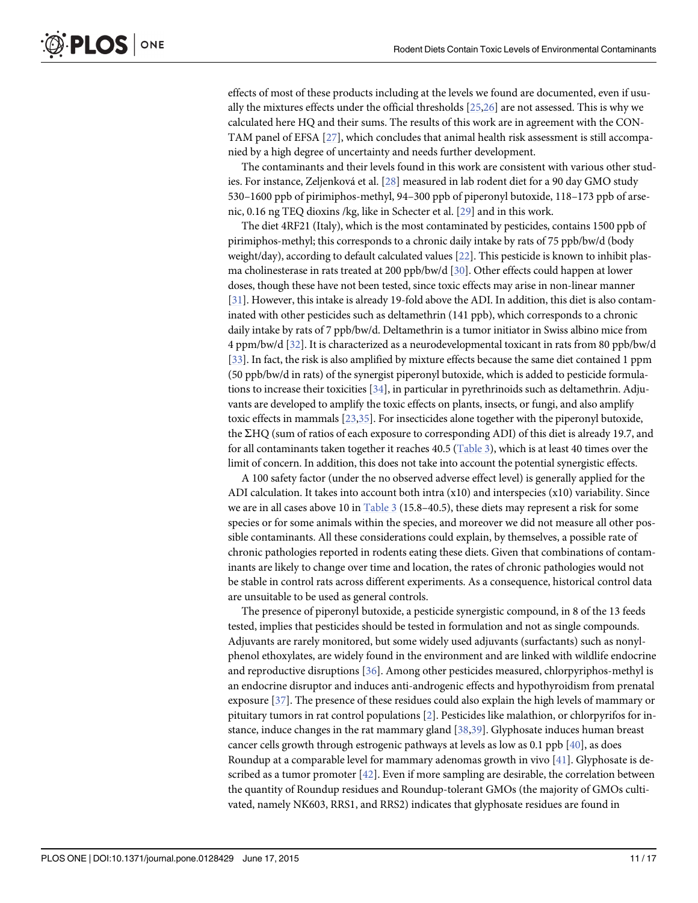effects of most of these products including at the levels we found are documented, even if usually the mixtures effects under the official thresholds [25,26] are not assessed. This is why we calculated here HQ and their sums. The results of this work are in agreement with the CONTAM panel of EFSA [27], which concludes that animal health risk assessment is still accompanied by a high degree of uncertainty and needs further development.

The contaminants and their levels found in this work are consistent with various other studies. For instance, Zeljenková et al. [28] measured in lab rodent diet for a 90 day GMO study 530–1600 ppb of pirimiphos-methyl, 94–300 ppb of piperonyl butoxide, 118–173 ppb of arsenic, 0.16 ng TEQ dioxins /kg, like in Schecter et al. [29] and in this work.

The diet 4RF21 (Italy), which is the most contaminated by pesticides, contains 1500 ppb of pirimiphos-methyl; this corresponds to a chronic daily intake by rats of 75 ppb/bw/d (body weight/day), according to default calculated values [22]. This pesticide is known to inhibit plasma cholinesterase in rats treated at 200 ppb/bw/d [30]. Other effects could happen at lower doses, though these have not been tested, since toxic effects may arise in non-linear manner [31]. However, this intake is already 19-fold above the ADI. In addition, this diet is also contaminated with other pesticides such as deltamethrin (141 ppb), which corresponds to a chronic daily intake by rats of 7 ppb/bw/d. Deltamethrin is a tumor initiator in Swiss albino mice from 4 ppm/bw/d [32]. It is characterized as a neurodevelopmental toxicant in rats from 80 ppb/bw/d [33]. In fact, the risk is also amplified by mixture effects because the same diet contained 1 ppm (50 ppb/bw/d in rats) of the synergist piperonyl butoxide, which is added to pesticide formulations to increase their toxicities [34], in particular in pyrethrinoids such as deltamethrin. Adjuvants are developed to amplify the toxic effects on plants, insects, or fungi, and also amplify toxic effects in mammals [23,35]. For insecticides alone together with the piperonyl butoxide, the ΣHQ (sum of ratios of each exposure to corresponding ADI) of this diet is already 19.7, and for all contaminants taken together it reaches 40.5 (Table 3), which is at least 40 times over the limit of concern. In addition, this does not take into account the potential synergistic effects.

A 100 safety factor (under the no observed adverse effect level) is generally applied for the ADI calculation. It takes into account both intra (x10) and interspecies (x10) variability. Since we are in all cases above 10 in Table 3 (15.8–40.5), these diets may represent a risk for some species or for some animals within the species, and moreover we did not measure all other possible contaminants. All these considerations could explain, by themselves, a possible rate of chronic pathologies reported in rodents eating these diets. Given that combinations of contaminants are likely to change over time and location, the rates of chronic pathologies would not be stable in control rats across different experiments. As a consequence, historical control data are unsuitable to be used as general controls.

The presence of piperonyl butoxide, a pesticide synergistic compound, in 8 of the 13 feeds tested, implies that pesticides should be tested in formulation and not as single compounds. Adjuvants are rarely monitored, but some widely used adjuvants (surfactants) such as nonylphenol ethoxylates, are widely found in the environment and are linked with wildlife endocrine and reproductive disruptions [36]. Among other pesticides measured, chlorpyriphos-methyl is an endocrine disruptor and induces anti-androgenic effects and hypothyroidism from prenatal exposure [37]. The presence of these residues could also explain the high levels of mammary or pituitary tumors in rat control populations [2]. Pesticides like malathion, or chlorpyrifos for instance, induce changes in the rat mammary gland [38,39]. Glyphosate induces human breast cancer cells growth through estrogenic pathways at levels as low as 0.1 ppb [40], as does Roundup at a comparable level for mammary adenomas growth in vivo [41]. Glyphosate is described as a tumor promoter [42]. Even if more sampling are desirable, the correlation between the quantity of Roundup residues and Roundup-tolerant GMOs (the majority of GMOs cultivated, namely NK603, RRS1, and RRS2) indicates that glyphosate residues are found in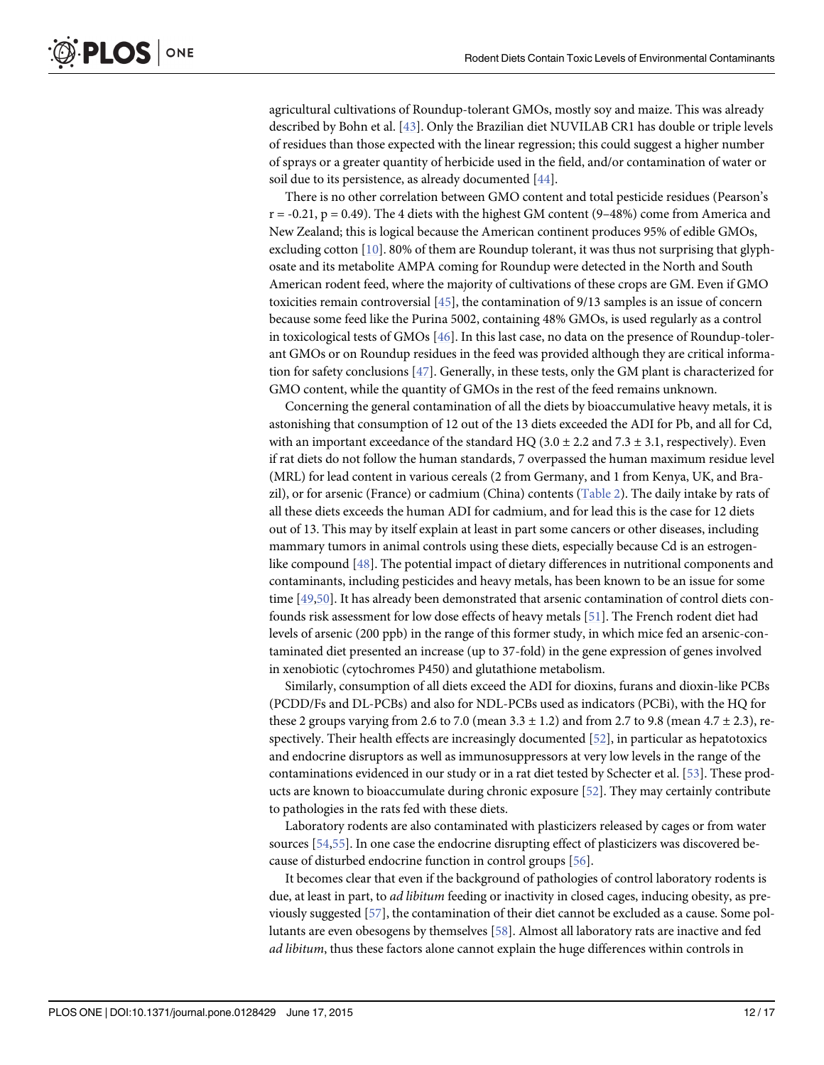agricultural cultivations of Roundup-tolerant GMOs, mostly soy and maize. This was already described by Bohn et al. [43]. Only the Brazilian diet NUVILAB CR1 has double or triple levels of residues than those expected with the linear regression; this could suggest a higher number of sprays or a greater quantity of herbicide used in the field, and/or contamination of water or soil due to its persistence, as already documented [44].

There is no other correlation between GMO content and total pesticide residues (Pearson's $r = -0.21$, $p = 0.49$). The 4 diets with the highest GM content (9–48%) come from America and New Zealand; this is logical because the American continent produces 95% of edible GMOs, excluding cotton [10]. 80% of them are Roundup tolerant, it was thus not surprising that glyphosate and its metabolite AMPA coming for Roundup were detected in the North and South American rodent feed, where the majority of cultivations of these crops are GM. Even if GMO toxicities remain controversial [45], the contamination of 9/13 samples is an issue of concern because some feed like the Purina 5002, containing 48% GMOs, is used regularly as a control in toxicological tests of GMOs [46]. In this last case, no data on the presence of Roundup-tolerant GMOs or on Roundup residues in the feed was provided although they are critical information for safety conclusions [47]. Generally, in these tests, only the GM plant is characterized for GMO content, while the quantity of GMOs in the rest of the feed remains unknown.

Concerning the general contamination of all the diets by bioaccumulative heavy metals, it is astonishing that consumption of 12 out of the 13 diets exceeded the ADI for Pb, and all for Cd, with an important exceedance of the standard HQ ($3.0 \pm 2.2$ and $7.3 \pm 3.1$, respectively). Even if rat diets do not follow the human standards, 7 overpassed the human maximum residue level (MRL) for lead content in various cereals (2 from Germany, and 1 from Kenya, UK, and Brazil), or for arsenic (France) or cadmium (China) contents (Table 2). The daily intake by rats of all these diets exceeds the human ADI for cadmium, and for lead this is the case for 12 diets out of 13. This may by itself explain at least in part some cancers or other diseases, including mammary tumors in animal controls using these diets, especially because Cd is an estrogen-like compound [48]. The potential impact of dietary differences in nutritional components and contaminants, including pesticides and heavy metals, has been known to be an issue for some time [49,50]. It has already been demonstrated that arsenic contamination of control diets confounds risk assessment for low dose effects of heavy metals [51]. The French rodent diet had levels of arsenic (200 ppb) in the range of this former study, in which mice fed an arsenic-contaminated diet presented an increase (up to 37-fold) in the gene expression of genes involved in xenobiotic (cytochromes P450) and glutathione metabolism.

Similarly, consumption of all diets exceed the ADI for dioxins, furans and dioxin-like PCBs (PCDD/Fs and DL-PCBs) and also for NDL-PCBs used as indicators (PCBi), with the HQ for these 2 groups varying from 2.6 to 7.0 (mean $3.3 \pm 1.2$) and from 2.7 to 9.8 (mean $4.7 \pm 2.3$), respectively. Their health effects are increasingly documented [52], in particular as hepatotoxics and endocrine disruptors as well as immunosuppressors at very low levels in the range of the contaminations evidenced in our study or in a rat diet tested by Schecter et al. [53]. These products are known to bioaccumulate during chronic exposure [52]. They may certainly contribute to pathologies in the rats fed with these diets.

Laboratory rodents are also contaminated with plasticizers released by cages or from water sources [54,55]. In one case the endocrine disrupting effect of plasticizers was discovered because of disturbed endocrine function in control groups [56].

It becomes clear that even if the background of pathologies of control laboratory rodents is due, at least in part, to *ad libitum* feeding or inactivity in closed cages, inducing obesity, as previously suggested [57], the contamination of their diet cannot be excluded as a cause. Some pollutants are even obesogens by themselves [58]. Almost all laboratory rats are inactive and fed *ad libitum*, thus these factors alone cannot explain the huge differences within controls in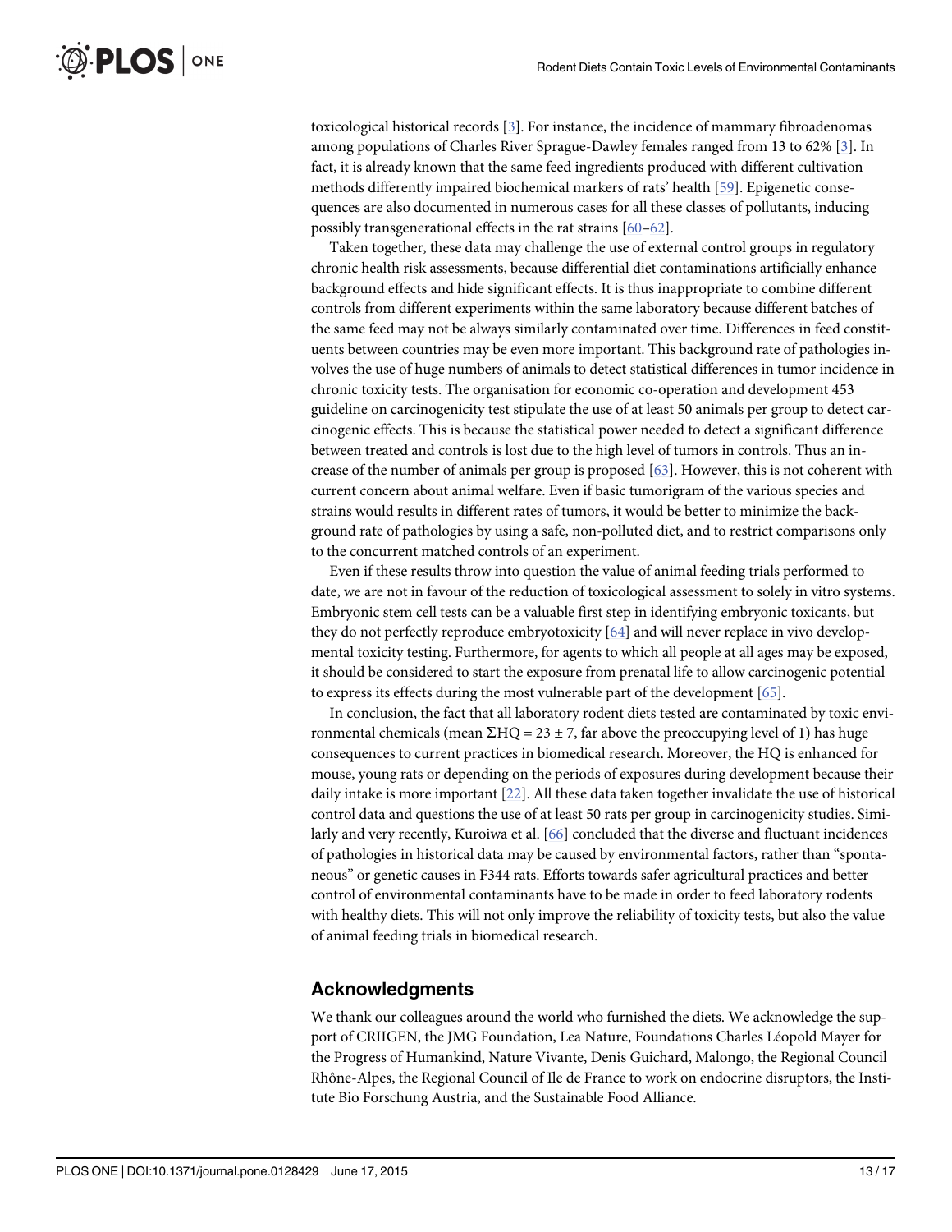toxicological historical records [3]. For instance, the incidence of mammary fibroadenomas among populations of Charles River Sprague-Dawley females ranged from 13 to 62% [3]. In fact, it is already known that the same feed ingredients produced with different cultivation methods differently impaired biochemical markers of rats' health [59]. Epigenetic consequences are also documented in numerous cases for all these classes of pollutants, inducing possibly transgenerational effects in the rat strains [60–62].

Taken together, these data may challenge the use of external control groups in regulatory chronic health risk assessments, because differential diet contaminations artificially enhance background effects and hide significant effects. It is thus inappropriate to combine different controls from different experiments within the same laboratory because different batches of the same feed may not be always similarly contaminated over time. Differences in feed constituents between countries may be even more important. This background rate of pathologies involves the use of huge numbers of animals to detect statistical differences in tumor incidence in chronic toxicity tests. The organisation for economic co-operation and development 453 guideline on carcinogenicity test stipulate the use of at least 50 animals per group to detect carcinogenic effects. This is because the statistical power needed to detect a significant difference between treated and controls is lost due to the high level of tumors in controls. Thus an increase of the number of animals per group is proposed [63]. However, this is not coherent with current concern about animal welfare. Even if basic tumorigram of the various species and strains would results in different rates of tumors, it would be better to minimize the background rate of pathologies by using a safe, non-polluted diet, and to restrict comparisons only to the concurrent matched controls of an experiment.

Even if these results throw into question the value of animal feeding trials performed to date, we are not in favour of the reduction of toxicological assessment to solely in vitro systems. Embryonic stem cell tests can be a valuable first step in identifying embryonic toxicants, but they do not perfectly reproduce embryotoxicity [64] and will never replace in vivo developmental toxicity testing. Furthermore, for agents to which all people at all ages may be exposed, it should be considered to start the exposure from prenatal life to allow carcinogenic potential to express its effects during the most vulnerable part of the development [65].

In conclusion, the fact that all laboratory rodent diets tested are contaminated by toxic environmental chemicals (mean $\Sigma HQ = 23 \pm 7$, far above the preoccupying level of 1) has huge consequences to current practices in biomedical research. Moreover, the HQ is enhanced for mouse, young rats or depending on the periods of exposures during development because their daily intake is more important [22]. All these data taken together invalidate the use of historical control data and questions the use of at least 50 rats per group in carcinogenicity studies. Similarly and very recently, Kuroiwa et al. [66] concluded that the diverse and fluctuant incidences of pathologies in historical data may be caused by environmental factors, rather than "spontaneous" or genetic causes in F344 rats. Efforts towards safer agricultural practices and better control of environmental contaminants have to be made in order to feed laboratory rodents with healthy diets. This will not only improve the reliability of toxicity tests, but also the value of animal feeding trials in biomedical research.

## Acknowledgments

We thank our colleagues around the world who furnished the diets. We acknowledge the support of CRIIGEN, the JMG Foundation, Lea Nature, Foundations Charles Léopold Mayer for the Progress of Humankind, Nature Vivante, Denis Guichard, Malongo, the Regional Council Rhône-Alpes, the Regional Council of Ile de France to work on endocrine disruptors, the Institute Bio Forschung Austria, and the Sustainable Food Alliance.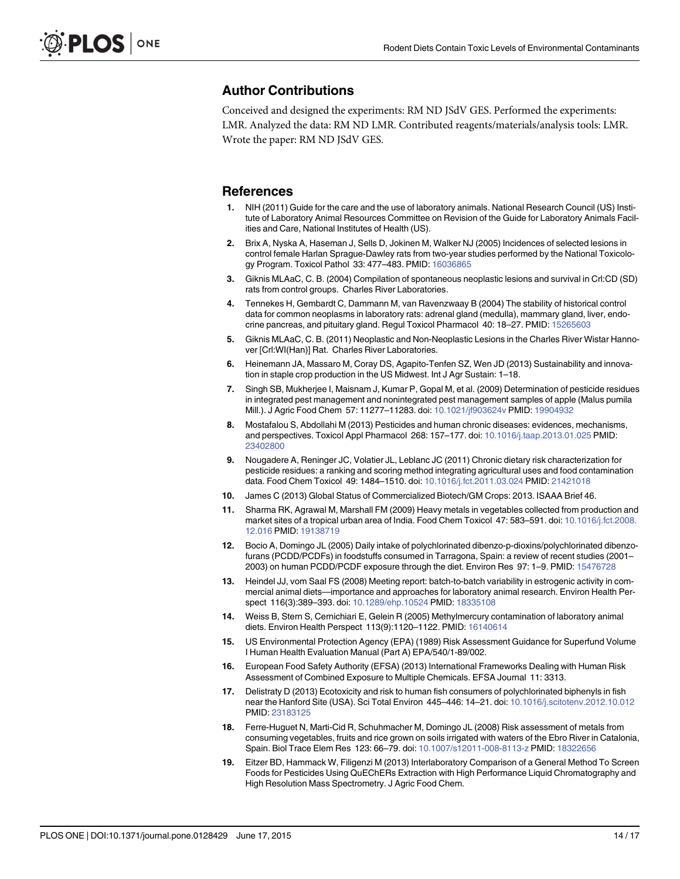## Author Contributions

Conceived and designed the experiments: RM ND JSdV GES. Performed the experiments: LMR. Analyzed the data: RM ND LMR. Contributed reagents/materials/analysis tools: LMR. Wrote the paper: RM ND JSdV GES.

## References

1. NIH (2011) Guide for the care and the use of laboratory animals. National Research Council (US) Institute of Laboratory Animal Resources Committee on Revision of the Guide for Laboratory Animals Facilities and Care, National Institutes of Health (US).
2. Brix A, Nyska A, Haseman J, Sells D, Jokinen M, Walker NJ (2005) Incidences of selected lesions in control female Harlan Sprague-Dawley rats from two-year studies performed by the National Toxicology Program. Toxicol Pathol 33: 477–483. PMID: 16036865
3. Giknis MLAaC, C. B. (2004) Compilation of spontaneous neoplastic lesions and survival in Crl:CD (SD) rats from control groups. Charles River Laboratories.
4. Tennekes H, Gembardt C, Dammann M, van Ravenzwaay B (2004) The stability of historical control data for common neoplasms in laboratory rats: adrenal gland (medulla), mammary gland, liver, endocrine pancreas, and pituitary gland. Regul Toxicol Pharmacol 40: 18–27. PMID: 15265603
5. Giknis MLAaC, C. B. (2011) Neoplastic and Non-Neoplastic Lesions in the Charles River Wistar Hannover [Crl:WI(Han)] Rat. Charles River Laboratories.
6. Heinemann JA, Massaro M, Coray DS, Agapito-Tenfen SZ, Wen JD (2013) Sustainability and innovation in staple crop production in the US Midwest. Int J Agr Sustain: 1–18.
7. Singh SB, Mukherjee I, Maisnam J, Kumar P, Gopal M, et al. (2009) Determination of pesticide residues in integrated pest management and nonintegrated pest management samples of apple (Malus pumila Mill.). J Agric Food Chem 57: 11277–11283. doi: 10.1021/jf903624v PMID: 19904932
8. Mostafalou S, Abdollahi M (2013) Pesticides and human chronic diseases: evidences, mechanisms, and perspectives. Toxicol Appl Pharmacol 268: 157–177. doi: 10.1016/j.taap.2013.01.025 PMID: 23402800
9. Nougadere A, Reninger JC, Volatier JL, Leblanc JC (2011) Chronic dietary risk characterization for pesticide residues: a ranking and scoring method integrating agricultural uses and food contamination data. Food Chem Toxicol 49: 1484–1510. doi: 10.1016/j.fct.2011.03.024 PMID: 21421018
10. James C (2013) Global Status of Commercialized Biotech/GM Crops: 2013. ISAAA Brief 46.
11. Sharma RK, Agrawal M, Marshall FM (2009) Heavy metals in vegetables collected from production and market sites of a tropical urban area of India. Food Chem Toxicol 47: 583–591. doi: 10.1016/j.fct.2008.12.016 PMID: 19138719
12. Bocio A, Domingo JL (2005) Daily intake of polychlorinated dibenzo-p-dioxins/polychlorinated dibenzofurans (PCDD/PCDFs) in foodstuffs consumed in Tarragona, Spain: a review of recent studies (2001–2003) on human PCDD/PCDF exposure through the diet. Environ Res 97: 1–9. PMID: 15476728
13. Heindel JJ, vom Saal FS (2008) Meeting report: batch-to-batch variability in estrogenic activity in commercial animal diets—importance and approaches for laboratory animal research. Environ Health Perspect 116(3):389–393. doi: 10.1289/ehp.10524 PMID: 18335108
14. Weiss B, Stern S, Cernichiari E, Gelein R (2005) Methylmercury contamination of laboratory animal diets. Environ Health Perspect 113(9):1120–1122. PMID: 16140614
15. US Environmental Protection Agency (EPA) (1989) Risk Assessment Guidance for Superfund Volume I Human Health Evaluation Manual (Part A) EPA/540/1-89/002.
16. European Food Safety Authority (EFSA) (2013) International Frameworks Dealing with Human Risk Assessment of Combined Exposure to Multiple Chemicals. EFSA Journal 11: 3313.
17. Delistraty D (2013) Ecotoxicity and risk to human fish consumers of polychlorinated biphenyls in fish near the Hanford Site (USA). Sci Total Environ 445–446: 14–21. doi: 10.1016/j.scitotenv.2012.10.012 PMID: 23183125
18. Ferre-Huguet N, Marti-Cid R, Schuhmacher M, Domingo JL (2008) Risk assessment of metals from consuming vegetables, fruits and rice grown on soils irrigated with waters of the Ebro River in Catalonia, Spain. Biol Trace Elem Res 123: 66–79. doi: 10.1007/s12011-008-8113-z PMID: 18322656
19. Eitzer BD, Hammack W, Filigenzi M (2013) Interlaboratory Comparison of a General Method To Screen Foods for Pesticides Using QuEChERs Extraction with High Performance Liquid Chromatography and High Resolution Mass Spectrometry. J Agric Food Chem.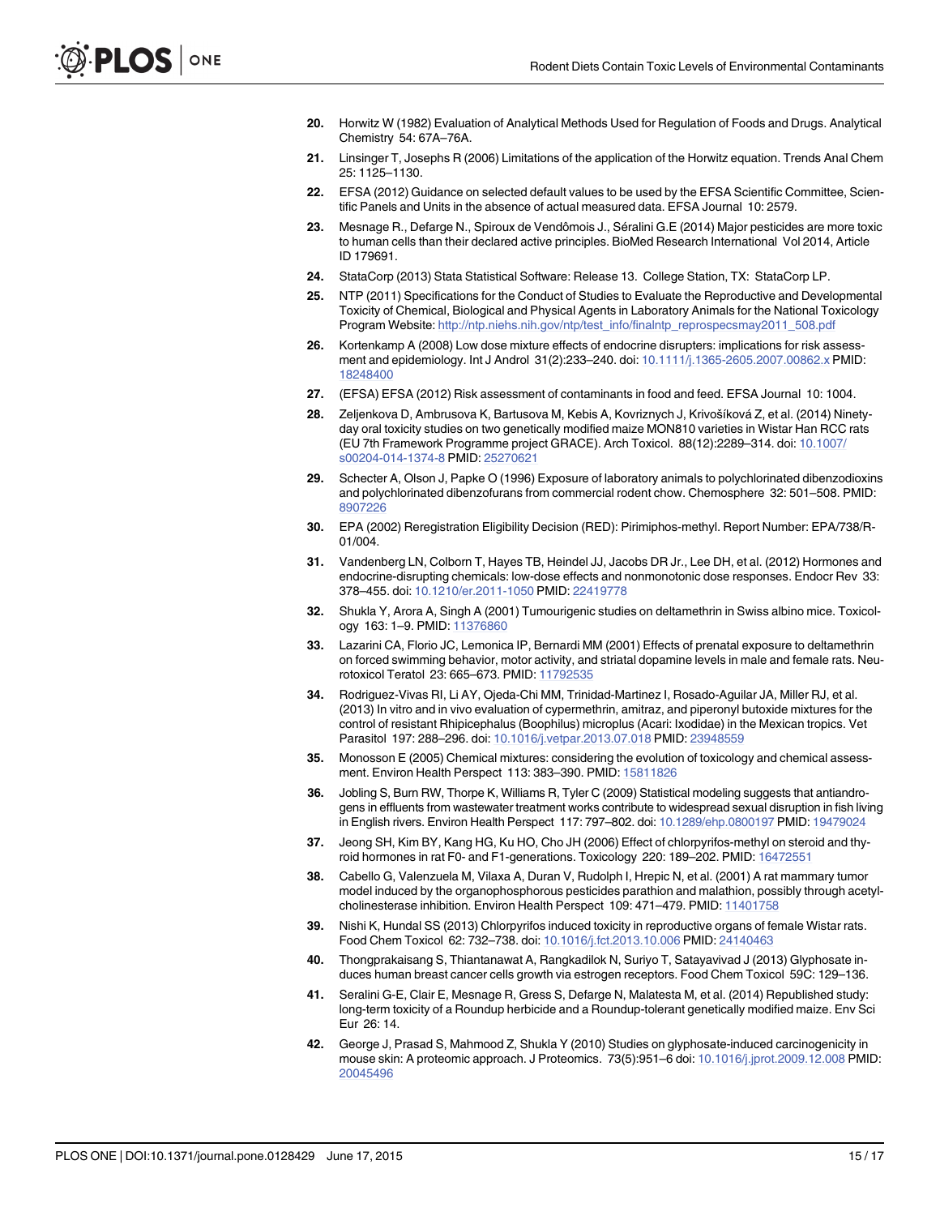20. Horwitz W (1982) Evaluation of Analytical Methods Used for Regulation of Foods and Drugs. Analytical Chemistry 54: 67A–76A.
21. Linsinger T, Josephs R (2006) Limitations of the application of the Horwitz equation. Trends Anal Chem 25: 1125–1130.
22. EFSA (2012) Guidance on selected default values to be used by the EFSA Scientific Committee, Scientific Panels and Units in the absence of actual measured data. EFSA Journal 10: 2579.
23. Mesnage R., Defarge N., Spiroux de Vendômois J., Séralini G.E (2014) Major pesticides are more toxic to human cells than their declared active principles. BioMed Research International Vol 2014, Article ID 179691.
24. StataCorp (2013) Stata Statistical Software: Release 13. College Station, TX: StataCorp LP.
25. NTP (2011) Specifications for the Conduct of Studies to Evaluate the Reproductive and Developmental Toxicity of Chemical, Biological and Physical Agents in Laboratory Animals for the National Toxicology Program Website: http://ntp.niehs.nih.gov/ntp/test_info/finalntp_reprospecsmay2011_508.pdf
26. Kortenkamp A (2008) Low dose mixture effects of endocrine disrupters: implications for risk assessment and epidemiology. Int J Androl 31(2):233–240. doi: 10.1111/j.1365-2605.2007.00862.x PMID: 18248400
27. (EFSA) EFSA (2012) Risk assessment of contaminants in food and feed. EFSA Journal 10: 1004.
28. Zeljenkova D, Ambrusova K, Bartusova M, Kebis A, Kovriznych J, Krivošíková Z, et al. (2014) Ninety-day oral toxicity studies on two genetically modified maize MON810 varieties in Wistar Han RCC rats (EU 7th Framework Programme project GRACE). Arch Toxicol. 88(12):2289–314. doi: 10.1007/s00204-014-1374-8 PMID: 25270621
29. Schecter A, Olson J, Papke O (1996) Exposure of laboratory animals to polychlorinated dibenzodioxins and polychlorinated dibenzofurans from commercial rodent chow. Chemosphere 32: 501–508. PMID: 8907226
30. EPA (2002) Reregistration Eligibility Decision (RED): Pirimiphos-methyl. Report Number: EPA/738/R-01/004.
31. Vandenberg LN, Colborn T, Hayes TB, Heindel JJ, Jacobs DR Jr., Lee DH, et al. (2012) Hormones and endocrine-disrupting chemicals: low-dose effects and nonmonotonic dose responses. Endocr Rev 33: 378–455. doi: 10.1210/er.2011-1050 PMID: 22419778
32. Shukla Y, Arora A, Singh A (2001) Tumourigenic studies on deltamethrin in Swiss albino mice. Toxicology 163: 1–9. PMID: 11376860
33. Lazarini CA, Florio JC, Lemonica IP, Bernardi MM (2001) Effects of prenatal exposure to deltamethrin on forced swimming behavior, motor activity, and striatal dopamine levels in male and female rats. Neurotoxicol Teratol 23: 665–673. PMID: 11792535
34. Rodriguez-Vivas RI, Li AY, Ojeda-Chi MM, Trinidad-Martinez I, Rosado-Aguilar JA, Miller RJ, et al. (2013) In vitro and in vivo evaluation of cypermethrin, amitraz, and piperonyl butoxide mixtures for the control of resistant Rhipicephalus (Boophilus) microplus (Acari: Ixodidae) in the Mexican tropics. Vet Parasitol 197: 288–296. doi: 10.1016/j.vetpar.2013.07.018 PMID: 23948559
35. Monosson E (2005) Chemical mixtures: considering the evolution of toxicology and chemical assessment. Environ Health Perspect 113: 383–390. PMID: 15811826
36. Jobling S, Burn RW, Thorpe K, Williams R, Tyler C (2009) Statistical modeling suggests that antiandrogens in effluents from wastewater treatment works contribute to widespread sexual disruption in fish living in English rivers. Environ Health Perspect 117: 797–802. doi: 10.1289/ehp.0800197 PMID: 19479024
37. Jeong SH, Kim BY, Kang HG, Ku HO, Cho JH (2006) Effect of chlorpyrifos-methyl on steroid and thyroid hormones in rat F0- and F1-generations. Toxicology 220: 189–202. PMID: 16472551
38. Cabello G, Valenzuela M, Vilaxa A, Duran V, Rudolph I, Hrepic N, et al. (2001) A rat mammary tumor model induced by the organophosphorous pesticides parathion and malathion, possibly through acetylcholinesterase inhibition. Environ Health Perspect 109: 471–479. PMID: 11401758
39. Nishi K, Hundal SS (2013) Chlorpyrifos induced toxicity in reproductive organs of female Wistar rats. Food Chem Toxicol 62: 732–738. doi: 10.1016/j.fct.2013.10.006 PMID: 24140463
40. Thongprakaisang S, Thiantanawat A, Rangkadilok N, Suriyo T, Satayavivad J (2013) Glyphosate induces human breast cancer cells growth via estrogen receptors. Food Chem Toxicol 59C: 129–136.
41. Seralini G-E, Clair E, Mesnage R, Gress S, Defarge N, Malatesta M, et al. (2014) Republished study: long-term toxicity of a Roundup herbicide and a Roundup-tolerant genetically modified maize. Env Sci Eur 26: 14.
42. George J, Prasad S, Mahmood Z, Shukla Y (2010) Studies on glyphosate-induced carcinogenicity in mouse skin: A proteomic approach. J Proteomics. 73(5):951–6 doi: 10.1016/j.jprot.2009.12.008 PMID: 20045496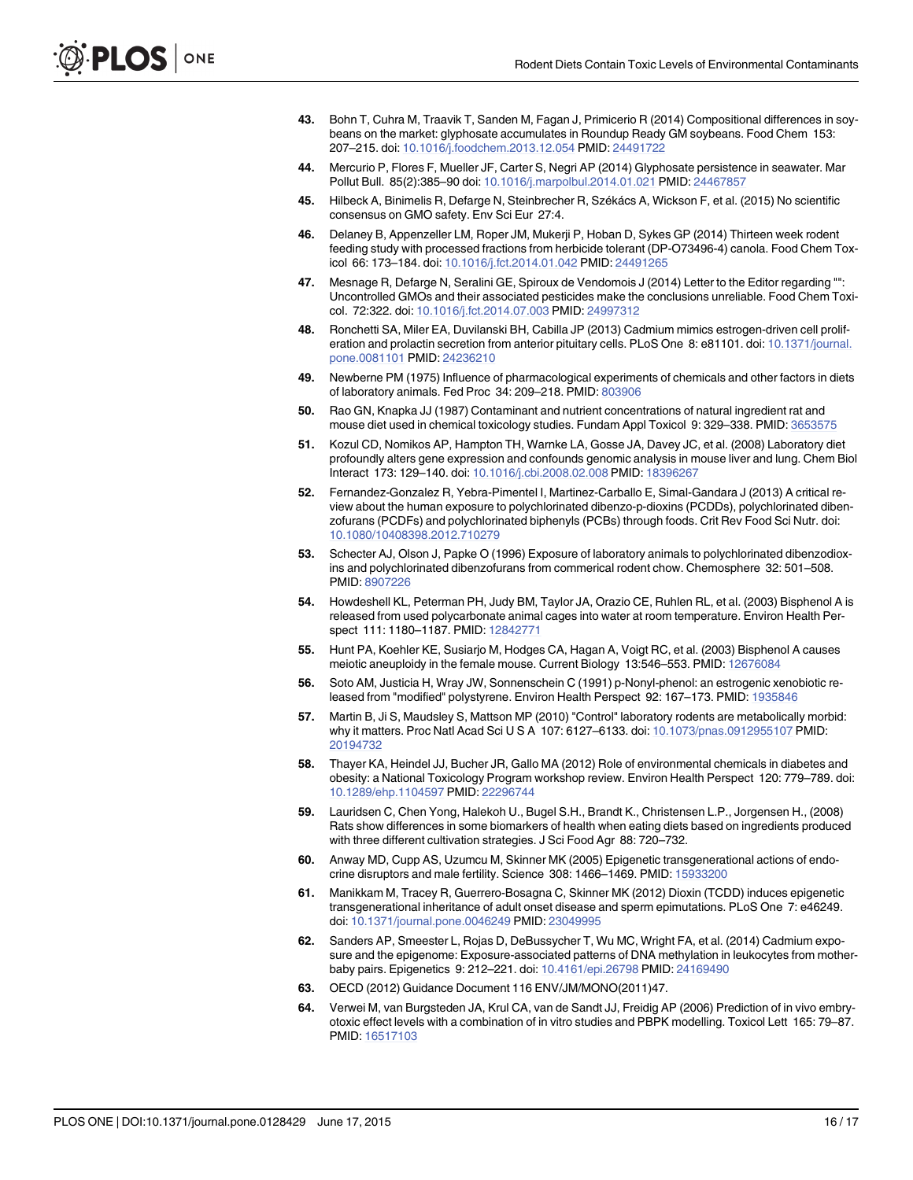43. Bohn T, Cuhra M, Traavik T, Sanden M, Fagan J, Primicerio R (2014) Compositional differences in soybeans on the market: glyphosate accumulates in Roundup Ready GM soybeans. Food Chem 153: 207–215. doi: 10.1016/j.foodchem.2013.12.054 PMID: 24491722

44. Mercurio P, Flores F, Mueller JF, Carter S, Negri AP (2014) Glyphosate persistence in seawater. Mar Pollut Bull. 85(2):385–90 doi: 10.1016/j.marpolbul.2014.01.021 PMID: 24467857

45. Hilbeck A, Binimelis R, Defarge N, Steinbrecher R, Székács A, Wickson F, et al. (2015) No scientific consensus on GMO safety. Env Sci Eur 27:4.

46. Delaney B, Appenzeller LM, Roper JM, Mukerji P, Hoban D, Sykes GP (2014) Thirteen week rodent feeding study with processed fractions from herbicide tolerant (DP-O73496-4) canola. Food Chem Toxicol 66: 173–184. doi: 10.1016/j.fct.2014.01.042 PMID: 24491265

47. Mesnage R, Defarge N, Seralini GE, Spiroux de Vendomois J (2014) Letter to the Editor regarding "": Uncontrolled GMOs and their associated pesticides make the conclusions unreliable. Food Chem Toxicol. 72:322. doi: 10.1016/j.fct.2014.07.003 PMID: 24997312

48. Ronchetti SA, Miler EA, Duvilanski BH, Cabilla JP (2013) Cadmium mimics estrogen-driven cell proliferation and prolactin secretion from anterior pituitary cells. PLoS One 8: e81101. doi: 10.1371/journal.pone.0081101 PMID: 24236210

49. Newberne PM (1975) Influence of pharmacological experiments of chemicals and other factors in diets of laboratory animals. Fed Proc 34: 209–218. PMID: 803906

50. Rao GN, Knapka JJ (1987) Contaminant and nutrient concentrations of natural ingredient rat and mouse diet used in chemical toxicology studies. Fundam Appl Toxicol 9: 329–338. PMID: 3653575

51. Kozul CD, Nomikos AP, Hampton TH, Warnke LA, Gosse JA, Davey JC, et al. (2008) Laboratory diet profoundly alters gene expression and confounds genomic analysis in mouse liver and lung. Chem Biol Interact 173: 129–140. doi: 10.1016/j.cbi.2008.02.008 PMID: 18396267

52. Fernandez-Gonzalez R, Yebra-Pimentel I, Martinez-Carballo E, Simal-Gandara J (2013) A critical review about the human exposure to polychlorinated dibenzo-p-dioxins (PCDDs), polychlorinated dibenzofurans (PCDFs) and polychlorinated biphenyls (PCBs) through foods. Crit Rev Food Sci Nutr. doi: 10.1080/10408398.2012.710279

53. Schecter AJ, Olson J, Papke O (1996) Exposure of laboratory animals to polychlorinated dibenzodioxins and polychlorinated dibenzofurans from commerical rodent chow. Chemosphere 32: 501–508. PMID: 8907226

54. Howdeshell KL, Peterman PH, Judy BM, Taylor JA, Orazio CE, Ruhlen RL, et al. (2003) Bisphenol A is released from used polycarbonate animal cages into water at room temperature. Environ Health Perspect 111: 1180–1187. PMID: 12842771

55. Hunt PA, Koehler KE, Susiarjo M, Hodges CA, Hagan A, Voigt RC, et al. (2003) Bisphenol A causes meiotic aneuploidy in the female mouse. Current Biology 13:546–553. PMID: 12676084

56. Soto AM, Justicia H, Wray JW, Sonnenschein C (1991) p-Nonyl-phenol: an estrogenic xenobiotic released from "modified" polystyrene. Environ Health Perspect 92: 167–173. PMID: 1935846

57. Martin B, Ji S, Maudsley S, Mattson MP (2010) "Control" laboratory rodents are metabolically morbid: why it matters. Proc Natl Acad Sci U S A 107: 6127–6133. doi: 10.1073/pnas.0912955107 PMID: 20194732

58. Thayer KA, Heindel JJ, Bucher JR, Gallo MA (2012) Role of environmental chemicals in diabetes and obesity: a National Toxicology Program workshop review. Environ Health Perspect 120: 779–789. doi: 10.1289/ehp.1104597 PMID: 22296744

59. Lauridsen C, Chen Yong, Halekoh U., Bugel S.H., Brandt K., Christensen L.P., Jorgensen H., (2008) Rats show differences in some biomarkers of health when eating diets based on ingredients produced with three different cultivation strategies. J Sci Food Agr 88: 720–732.

60. Anway MD, Cupp AS, Uzumcu M, Skinner MK (2005) Epigenetic transgenerational actions of endocrine disruptors and male fertility. Science 308: 1466–1469. PMID: 15933200

61. Manikkam M, Tracey R, Guerrero-Bosagna C, Skinner MK (2012) Dioxin (TCDD) induces epigenetic transgenerational inheritance of adult onset disease and sperm epimutations. PLoS One 7: e46249. doi: 10.1371/journal.pone.0046249 PMID: 23049995

62. Sanders AP, Smeester L, Rojas D, DeBussycher T, Wu MC, Wright FA, et al. (2014) Cadmium exposure and the epigenome: Exposure-associated patterns of DNA methylation in leukocytes from mother-baby pairs. Epigenetics 9: 212–221. doi: 10.4161/epi.26798 PMID: 24169490

63. OECD (2012) Guidance Document 116 ENV/JM/MONO(2011)47.

64. Verwei M, van Burgsteden JA, Krul CA, van de Sandt JJ, Freidig AP (2006) Prediction of in vivo embryotoxic effect levels with a combination of in vitro studies and PBPK modelling. Toxicol Lett 165: 79–87. PMID: 16517103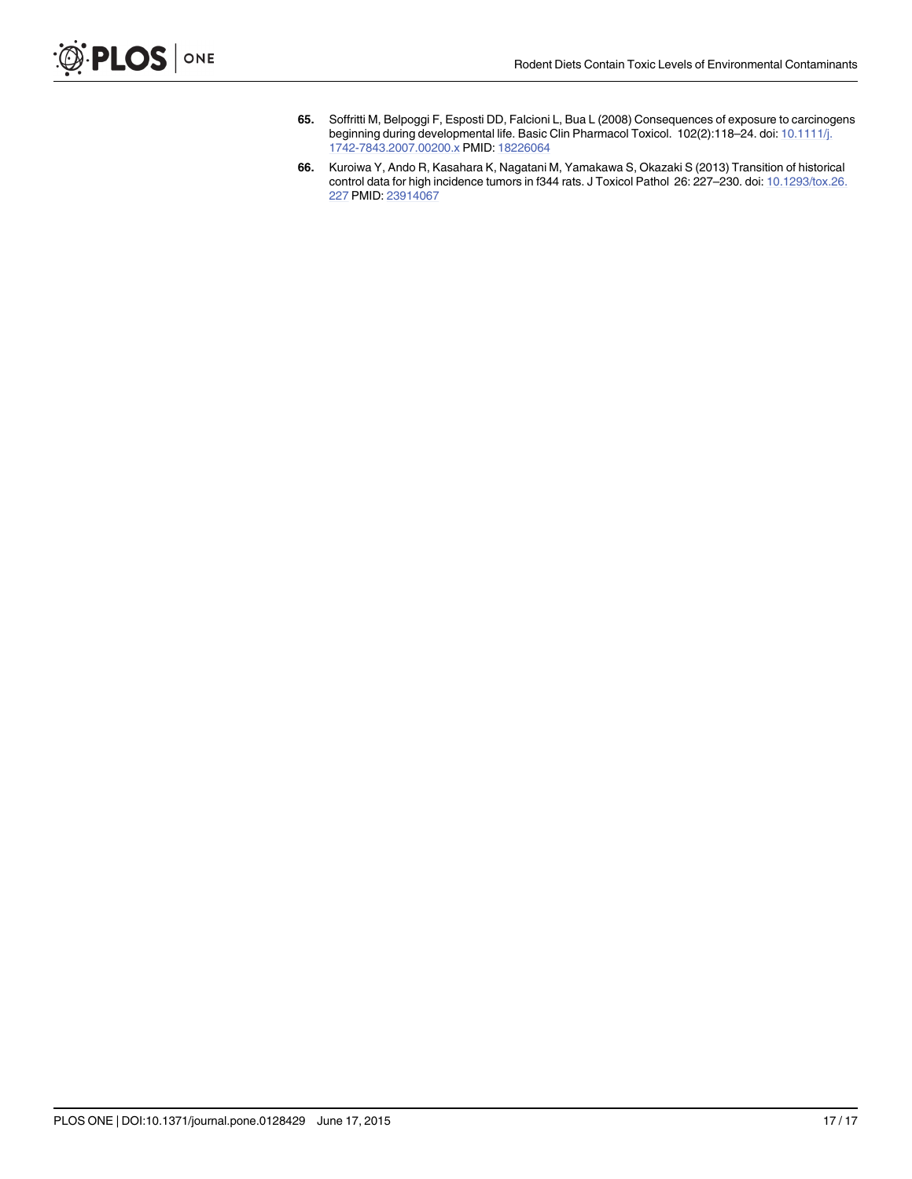65. Soffritti M, Belpoggi F, Esposti DD, Falcioni L, Bua L (2008) Consequences of exposure to carcinogens beginning during developmental life. Basic Clin Pharmacol Toxicol. 102(2):118–24. doi: 10.1111/j.1742-7843.2007.00200.x PMID: 18226064

66. Kuroiwa Y, Ando R, Kasahara K, Nagatani M, Yamakawa S, Okazaki S (2013) Transition of historical control data for high incidence tumors in f344 rats. J Toxicol Pathol 26: 227–230. doi: 10.1293/tox.26.227 PMID: 23914067